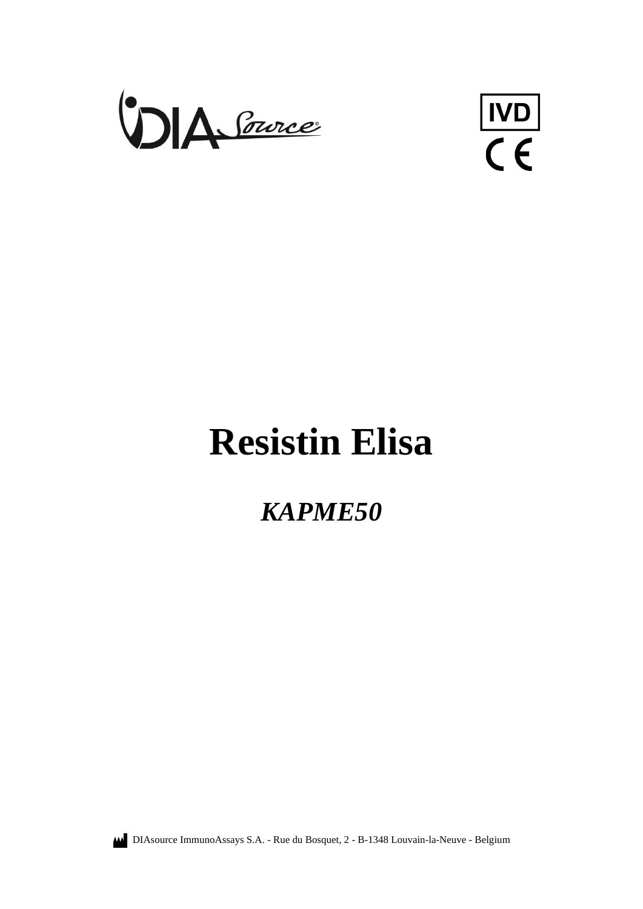IVD

CE

# Resistin Elisa

## *KAPME50*

DIAsource ImmunoAssays S.A. - Rue du Bosquet, 2 - B-1348 Louvain-la-Neuve - Belgium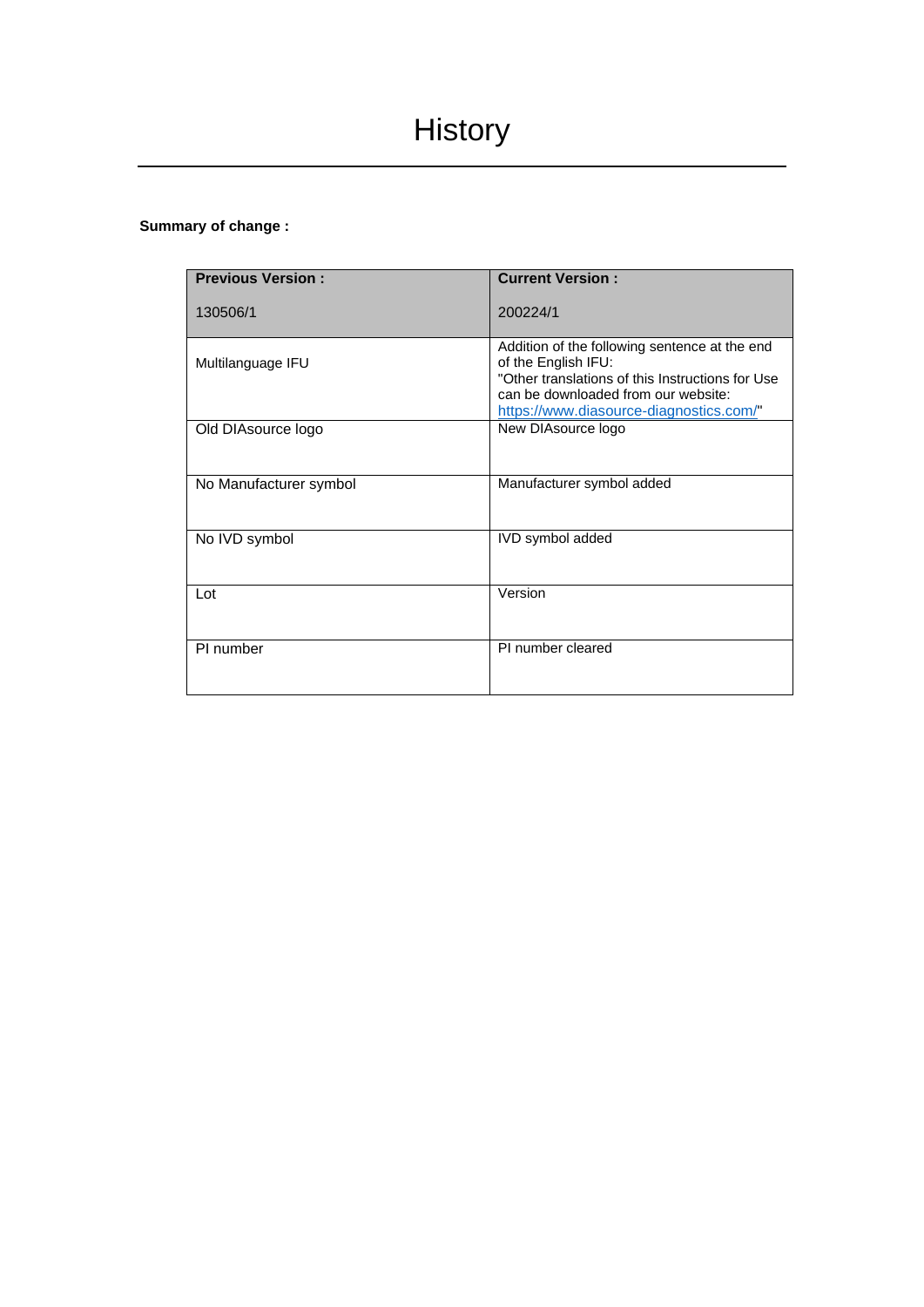# History

**Summary of change :**

| **Previous Version :**<br><br>130506/1 | **Current Version :**<br><br>200224/1 |
| --- | --- |
| Multilanguage IFU | Addition of the following sentence at the end of the English IFU:<br>"Other translations of this Instructions for Use can be downloaded from our website: https://www.diasource-diagnostics.com/" |
| Old DIAsource logo | New DIAsource logo |
| No Manufacturer symbol | Manufacturer symbol added |
| No IVD symbol | IVD symbol added |
| Lot | Version |
| PI number | PI number cleared |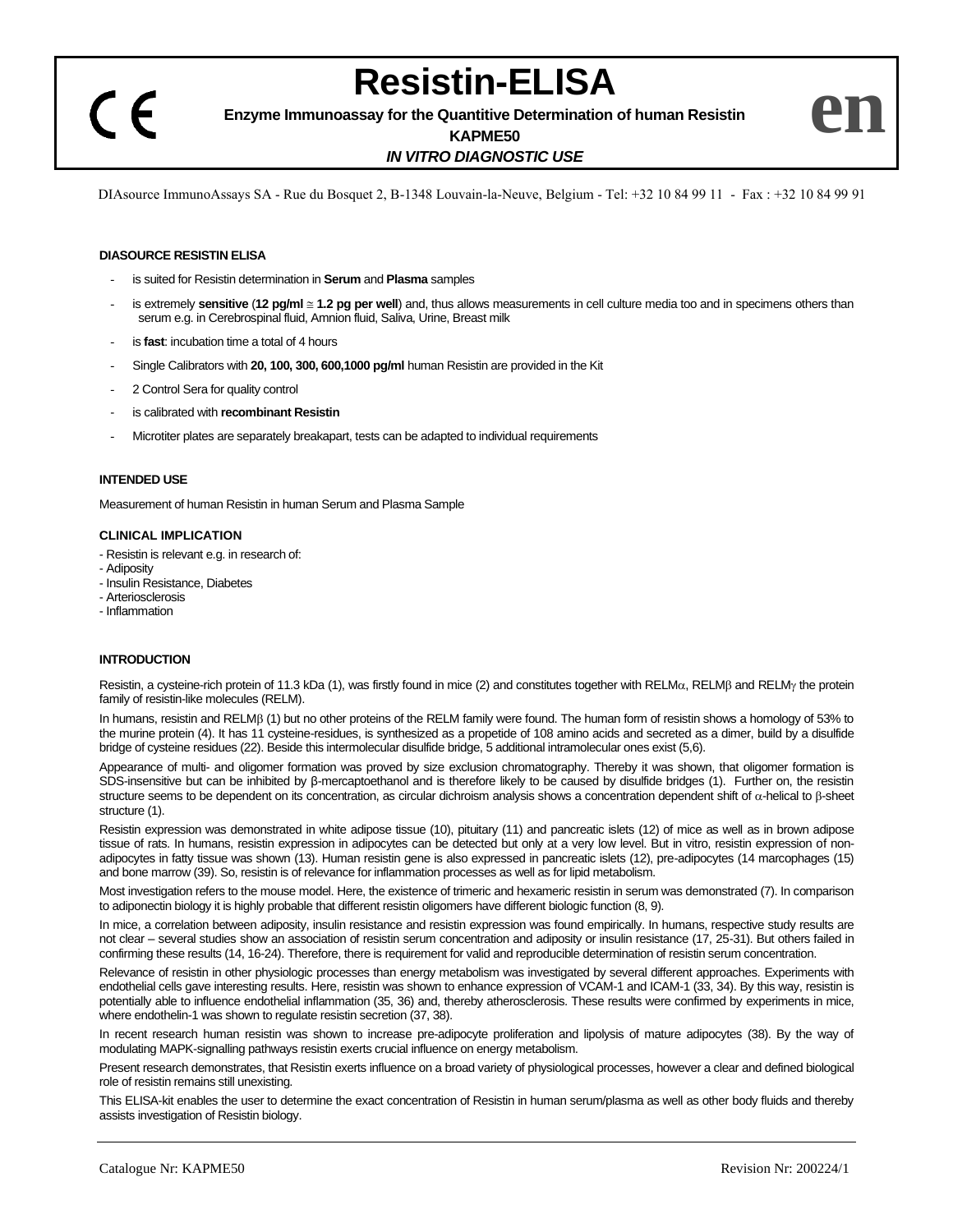# Resistin-ELISA

**Enzyme Immunoassay for the Quantitive Determination of human Resistin**

**KAPME50**

***IN VITRO DIAGNOSTIC USE***

**en**

DIAsource ImmunoAssays SA - Rue du Bosquet 2, B-1348 Louvain-la-Neuve, Belgium - Tel: +32 10 84 99 11 - Fax : +32 10 84 99 91

#### DIASOURCE RESISTIN ELISA

- is suited for Resistin determination in **Serum** and **Plasma** samples
- is extremely **sensitive** (**12 pg/ml ≅ 1.2 pg per well**) and, thus allows measurements in cell culture media too and in specimens others than serum e.g. in Cerebrospinal fluid, Amnion fluid, Saliva, Urine, Breast milk
- is **fast**: incubation time a total of 4 hours
- Single Calibrators with **20, 100, 300, 600,1000 pg/ml** human Resistin are provided in the Kit
- 2 Control Sera for quality control
- is calibrated with **recombinant Resistin**
- Microtiter plates are separately breakapart, tests can be adapted to individual requirements

#### INTENDED USE

Measurement of human Resistin in human Serum and Plasma Sample

#### CLINICAL IMPLICATION

- Resistin is relevant e.g. in research of:
- Adiposity
- Insulin Resistance, Diabetes
- Arteriosclerosis
- Inflammation

#### INTRODUCTION

Resistin, a cysteine-rich protein of 11.3 kDa (1), was firstly found in mice (2) and constitutes together with RELMα, RELMβ and RELMγ the protein family of resistin-like molecules (RELM).

In humans, resistin and RELMβ (1) but no other proteins of the RELM family were found. The human form of resistin shows a homology of 53% to the murine protein (4). It has 11 cysteine-residues, is synthesized as a propetide of 108 amino acids and secreted as a dimer, build by a disulfide bridge of cysteine residues (22). Beside this intermolecular disulfide bridge, 5 additional intramolecular ones exist (5,6).

Appearance of multi- and oligomer formation was proved by size exclusion chromatography. Thereby it was shown, that oligomer formation is SDS-insensitive but can be inhibited by β-mercaptoethanol and is therefore likely to be caused by disulfide bridges (1). Further on, the resistin structure seems to be dependent on its concentration, as circular dichroism analysis shows a concentration dependent shift of α-helical to β-sheet structure (1).

Resistin expression was demonstrated in white adipose tissue (10), pituitary (11) and pancreatic islets (12) of mice as well as in brown adipose tissue of rats. In humans, resistin expression in adipocytes can be detected but only at a very low level. But in vitro, resistin expression of non-adipocytes in fatty tissue was shown (13). Human resistin gene is also expressed in pancreatic islets (12), pre-adipocytes (14 marcophages (15) and bone marrow (39). So, resistin is of relevance for inflammation processes as well as for lipid metabolism.

Most investigation refers to the mouse model. Here, the existence of trimeric and hexameric resistin in serum was demonstrated (7). In comparison to adiponectin biology it is highly probable that different resistin oligomers have different biologic function (8, 9).

In mice, a correlation between adiposity, insulin resistance and resistin expression was found empirically. In humans, respective study results are not clear – several studies show an association of resistin serum concentration and adiposity or insulin resistance (17, 25-31). But others failed in confirming these results (14, 16-24). Therefore, there is requirement for valid and reproducible determination of resistin serum concentration.

Relevance of resistin in other physiologic processes than energy metabolism was investigated by several different approaches. Experiments with endothelial cells gave interesting results. Here, resistin was shown to enhance expression of VCAM-1 and ICAM-1 (33, 34). By this way, resistin is potentially able to influence endothelial inflammation (35, 36) and, thereby atherosclerosis. These results were confirmed by experiments in mice, where endothelin-1 was shown to regulate resistin secretion (37, 38).

In recent research human resistin was shown to increase pre-adipocyte proliferation and lipolysis of mature adipocytes (38). By the way of modulating MAPK-signalling pathways resistin exerts crucial influence on energy metabolism.

Present research demonstrates, that Resistin exerts influence on a broad variety of physiological processes, however a clear and defined biological role of resistin remains still unexisting.

This ELISA-kit enables the user to determine the exact concentration of Resistin in human serum/plasma as well as other body fluids and thereby assists investigation of Resistin biology.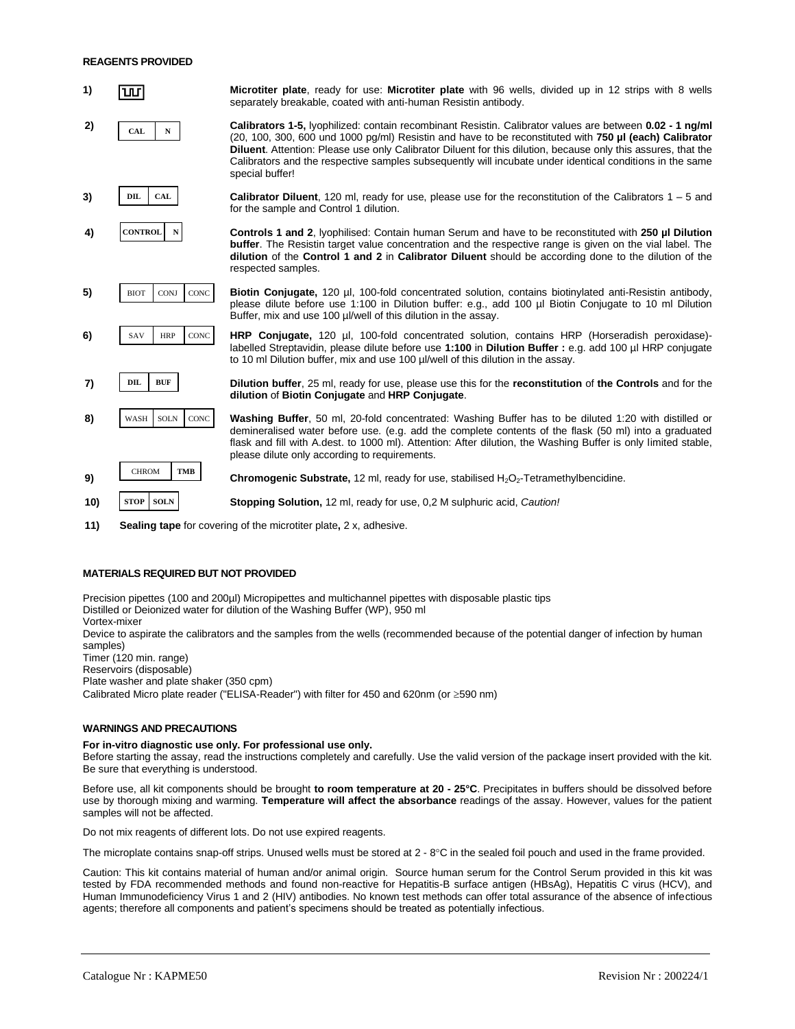**REAGENTS PROVIDED**

1) Microtiter plate symbol — **Microtiter plate**, ready for use: **Microtiter plate** with 96 wells, divided up in 12 strips with 8 wells separately breakable, coated with anti-human Resistin antibody.

2) CAL N — **Calibrators 1-5,** lyophilized: contain recombinant Resistin. Calibrator values are between **0.02 - 1 ng/ml** (20, 100, 300, 600 und 1000 pg/ml) Resistin and have to be reconstituted with **750 µl (each) Calibrator Diluent**. Attention: Please use only Calibrator Diluent for this dilution, because only this assures, that the Calibrators and the respective samples subsequently will incubate under identical conditions in the same special buffer!

3) DIL CAL — **Calibrator Diluent**, 120 ml, ready for use, please use for the reconstitution of the Calibrators 1 – 5 and for the sample and Control 1 dilution.

4) CONTROL N — **Controls 1 and 2**, lyophilised: Contain human Serum and have to be reconstituted with **250 µl Dilution buffer**. The Resistin target value concentration and the respective range is given on the vial label. The **dilution** of the **Control 1 and 2** in **Calibrator Diluent** should be according done to the dilution of the respected samples.

5) BIOT CONJ CONC — **Biotin Conjugate,** 120 µl, 100-fold concentrated solution, contains biotinylated anti-Resistin antibody, please dilute before use 1:100 in Dilution buffer: e.g., add 100 µl Biotin Conjugate to 10 ml Dilution Buffer, mix and use 100 µl/well of this dilution in the assay.

6) SAV HRP CONC — **HRP Conjugate,** 120 µl, 100-fold concentrated solution, contains HRP (Horseradish peroxidase)-labelled Streptavidin, please dilute before use **1:100** in **Dilution Buffer :** e.g. add 100 µl HRP conjugate to 10 ml Dilution buffer, mix and use 100 µl/well of this dilution in the assay.

7) DIL BUF — **Dilution buffer**, 25 ml, ready for use, please use this for the **reconstitution** of **the Controls** and for the **dilution** of **Biotin Conjugate** and **HRP Conjugate**.

8) WASH SOLN CONC — **Washing Buffer**, 50 ml, 20-fold concentrated: Washing Buffer has to be diluted 1:20 with distilled or demineralised water before use. (e.g. add the complete contents of the flask (50 ml) into a graduated flask and fill with A.dest. to 1000 ml). Attention: After dilution, the Washing Buffer is only limited stable, please dilute only according to requirements.

9) CHROM TMB — **Chromogenic Substrate,** 12 ml, ready for use, stabilised $H_2O_2$-Tetramethylbencidine.

10) STOP SOLN — **Stopping Solution,** 12 ml, ready for use, 0,2 M sulphuric acid, *Caution!*

11) **Sealing tape** for covering of the microtiter plate**,** 2 x, adhesive.

**MATERIALS REQUIRED BUT NOT PROVIDED**

Precision pipettes (100 and 200µl) Micropipettes and multichannel pipettes with disposable plastic tips
Distilled or Deionized water for dilution of the Washing Buffer (WP), 950 ml
Vortex-mixer
Device to aspirate the calibrators and the samples from the wells (recommended because of the potential danger of infection by human samples)
Timer (120 min. range)
Reservoirs (disposable)
Plate washer and plate shaker (350 cpm)
Calibrated Micro plate reader ("ELISA-Reader") with filter for 450 and 620nm (or ≥590 nm)

**WARNINGS AND PRECAUTIONS**

**For in-vitro diagnostic use only. For professional use only.**
Before starting the assay, read the instructions completely and carefully. Use the valid version of the package insert provided with the kit. Be sure that everything is understood.

Before use, all kit components should be brought **to room temperature at 20 - 25°C**. Precipitates in buffers should be dissolved before use by thorough mixing and warming. **Temperature will affect the absorbance** readings of the assay. However, values for the patient samples will not be affected.

Do not mix reagents of different lots. Do not use expired reagents.

The microplate contains snap-off strips. Unused wells must be stored at 2 - 8°C in the sealed foil pouch and used in the frame provided.

Caution: This kit contains material of human and/or animal origin. Source human serum for the Control Serum provided in this kit was tested by FDA recommended methods and found non-reactive for Hepatitis-B surface antigen (HBsAg), Hepatitis C virus (HCV), and Human Immunodeficiency Virus 1 and 2 (HIV) antibodies. No known test methods can offer total assurance of the absence of infectious agents; therefore all components and patient's specimens should be treated as potentially infectious.

Catalogue Nr : KAPME50 Revision Nr : 200224/1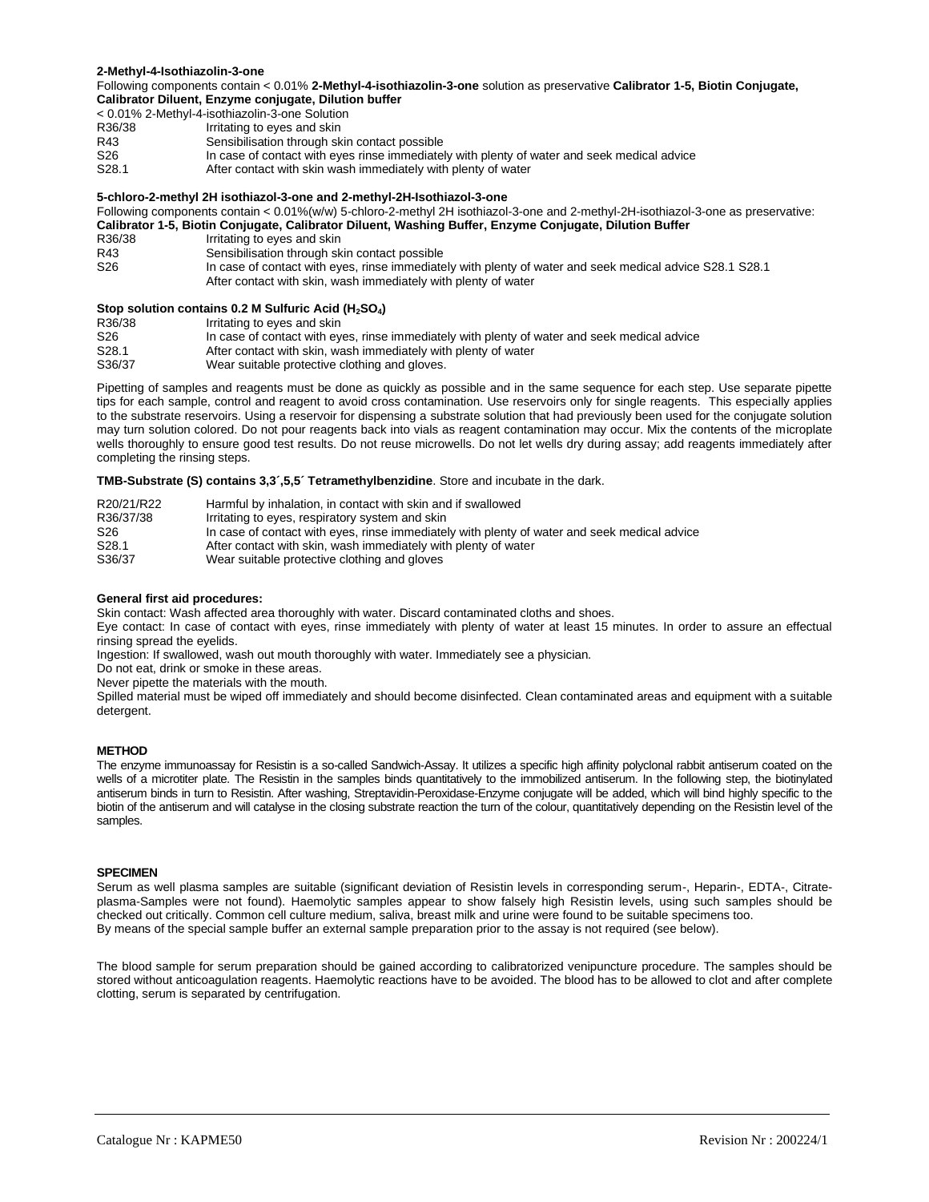**2-Methyl-4-Isothiazolin-3-one**

Following components contain < 0.01% **2-Methyl-4-isothiazolin-3-one** solution as preservative **Calibrator 1-5, Biotin Conjugate, Calibrator Diluent, Enzyme conjugate, Dilution buffer**

< 0.01% 2-Methyl-4-isothiazolin-3-one Solution

| | |
|---|---|
| R36/38 | Irritating to eyes and skin |
| R43 | Sensibilisation through skin contact possible |
| S26 | In case of contact with eyes rinse immediately with plenty of water and seek medical advice |
| S28.1 | After contact with skin wash immediately with plenty of water |

**5-chloro-2-methyl 2H isothiazol-3-one and 2-methyl-2H-Isothiazol-3-one**

Following components contain < 0.01%(w/w) 5-chloro-2-methyl 2H isothiazol-3-one and 2-methyl-2H-isothiazol-3-one as preservative: **Calibrator 1-5, Biotin Conjugate, Calibrator Diluent, Washing Buffer, Enzyme Conjugate, Dilution Buffer**

| | |
|---|---|
| R36/38 | Irritating to eyes and skin |
| R43 | Sensibilisation through skin contact possible |
| S26 | In case of contact with eyes, rinse immediately with plenty of water and seek medical advice S28.1 S28.1 After contact with skin, wash immediately with plenty of water |

**Stop solution contains 0.2 M Sulfuric Acid ($H_2SO_4$)**

| | |
|---|---|
| R36/38 | Irritating to eyes and skin |
| S26 | In case of contact with eyes, rinse immediately with plenty of water and seek medical advice |
| S28.1 | After contact with skin, wash immediately with plenty of water |
| S36/37 | Wear suitable protective clothing and gloves. |

Pipetting of samples and reagents must be done as quickly as possible and in the same sequence for each step. Use separate pipette tips for each sample, control and reagent to avoid cross contamination. Use reservoirs only for single reagents. This especially applies to the substrate reservoirs. Using a reservoir for dispensing a substrate solution that had previously been used for the conjugate solution may turn solution colored. Do not pour reagents back into vials as reagent contamination may occur. Mix the contents of the microplate wells thoroughly to ensure good test results. Do not reuse microwells. Do not let wells dry during assay; add reagents immediately after completing the rinsing steps.

**TMB-Substrate (S) contains 3,3´,5,5´ Tetramethylbenzidine**. Store and incubate in the dark.

| | |
|---|---|
| R20/21/R22 | Harmful by inhalation, in contact with skin and if swallowed |
| R36/37/38 | Irritating to eyes, respiratory system and skin |
| S26 | In case of contact with eyes, rinse immediately with plenty of water and seek medical advice |
| S28.1 | After contact with skin, wash immediately with plenty of water |
| S36/37 | Wear suitable protective clothing and gloves |

**General first aid procedures:**

Skin contact: Wash affected area thoroughly with water. Discard contaminated cloths and shoes.

Eye contact: In case of contact with eyes, rinse immediately with plenty of water at least 15 minutes. In order to assure an effectual rinsing spread the eyelids.

Ingestion: If swallowed, wash out mouth thoroughly with water. Immediately see a physician.

Do not eat, drink or smoke in these areas.

Never pipette the materials with the mouth.

Spilled material must be wiped off immediately and should become disinfected. Clean contaminated areas and equipment with a suitable detergent.

## METHOD

The enzyme immunoassay for Resistin is a so-called Sandwich-Assay. It utilizes a specific high affinity polyclonal rabbit antiserum coated on the wells of a microtiter plate. The Resistin in the samples binds quantitatively to the immobilized antiserum. In the following step, the biotinylated antiserum binds in turn to Resistin. After washing, Streptavidin-Peroxidase-Enzyme conjugate will be added, which will bind highly specific to the biotin of the antiserum and will catalyse in the closing substrate reaction the turn of the colour, quantitatively depending on the Resistin level of the samples.

## SPECIMEN

Serum as well plasma samples are suitable (significant deviation of Resistin levels in corresponding serum-, Heparin-, EDTA-, Citrate-plasma-Samples were not found). Haemolytic samples appear to show falsely high Resistin levels, using such samples should be checked out critically. Common cell culture medium, saliva, breast milk and urine were found to be suitable specimens too.

By means of the special sample buffer an external sample preparation prior to the assay is not required (see below).

The blood sample for serum preparation should be gained according to calibratorized venipuncture procedure. The samples should be stored without anticoagulation reagents. Haemolytic reactions have to be avoided. The blood has to be allowed to clot and after complete clotting, serum is separated by centrifugation.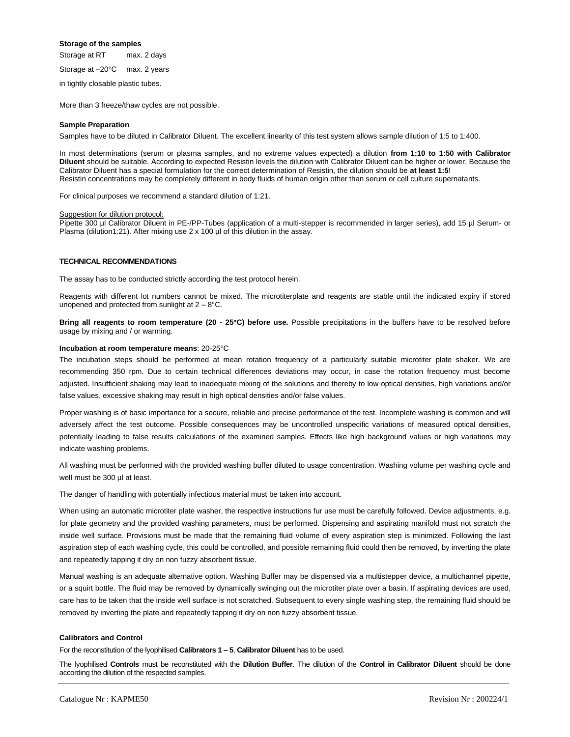**Storage of the samples**

Storage at RT max. 2 days

Storage at –20°C max. 2 years

in tightly closable plastic tubes.

More than 3 freeze/thaw cycles are not possible.

**Sample Preparation**

Samples have to be diluted in Calibrator Diluent. The excellent linearity of this test system allows sample dilution of 1:5 to 1:400.

In most determinations (serum or plasma samples, and no extreme values expected) a dilution **from 1:10 to 1:50 with Calibrator Diluent** should be suitable. According to expected Resistin levels the dilution with Calibrator Diluent can be higher or lower. Because the Calibrator Diluent has a special formulation for the correct determination of Resistin, the dilution should be **at least 1:5**!
Resistin concentrations may be completely different in body fluids of human origin other than serum or cell culture supernatants.

For clinical purposes we recommend a standard dilution of 1:21.

Suggestion for dilution protocol:
Pipette 300 µl Calibrator Diluent in PE-/PP-Tubes (application of a multi-stepper is recommended in larger series), add 15 µl Serum- or Plasma (dilution1:21). After mixing use 2 x 100 µl of this dilution in the assay.

**TECHNICAL RECOMMENDATIONS**

The assay has to be conducted strictly according the test protocol herein.

Reagents with different lot numbers cannot be mixed. The microtiterplate and reagents are stable until the indicated expiry if stored unopened and protected from sunlight at 2 – 8°C.

**Bring all reagents to room temperature (20 - 25°C) before use.** Possible precipitations in the buffers have to be resolved before usage by mixing and / or warming.

**Incubation at room temperature means**: 20-25°C

The incubation steps should be performed at mean rotation frequency of a particularly suitable microtiter plate shaker. We are recommending 350 rpm. Due to certain technical differences deviations may occur, in case the rotation frequency must become adjusted. Insufficient shaking may lead to inadequate mixing of the solutions and thereby to low optical densities, high variations and/or false values, excessive shaking may result in high optical densities and/or false values.

Proper washing is of basic importance for a secure, reliable and precise performance of the test. Incomplete washing is common and will adversely affect the test outcome. Possible consequences may be uncontrolled unspecific variations of measured optical densities, potentially leading to false results calculations of the examined samples. Effects like high background values or high variations may indicate washing problems.

All washing must be performed with the provided washing buffer diluted to usage concentration. Washing volume per washing cycle and well must be 300 µl at least.

The danger of handling with potentially infectious material must be taken into account.

When using an automatic microtiter plate washer, the respective instructions fur use must be carefully followed. Device adjustments, e.g. for plate geometry and the provided washing parameters, must be performed. Dispensing and aspirating manifold must not scratch the inside well surface. Provisions must be made that the remaining fluid volume of every aspiration step is minimized. Following the last aspiration step of each washing cycle, this could be controlled, and possible remaining fluid could then be removed, by inverting the plate and repeatedly tapping it dry on non fuzzy absorbent tissue.

Manual washing is an adequate alternative option. Washing Buffer may be dispensed via a multistepper device, a multichannel pipette, or a squirt bottle. The fluid may be removed by dynamically swinging out the microtiter plate over a basin. If aspirating devices are used, care has to be taken that the inside well surface is not scratched. Subsequent to every single washing step, the remaining fluid should be removed by inverting the plate and repeatedly tapping it dry on non fuzzy absorbent tissue.

**Calibrators and Control**

For the reconstitution of the lyophilised **Calibrators 1 – 5**, **Calibrator Diluent** has to be used.

The lyophilised **Controls** must be reconstituted with the **Dilution Buffer**. The dilution of the **Control in Calibrator Diluent** should be done according the dilution of the respected samples.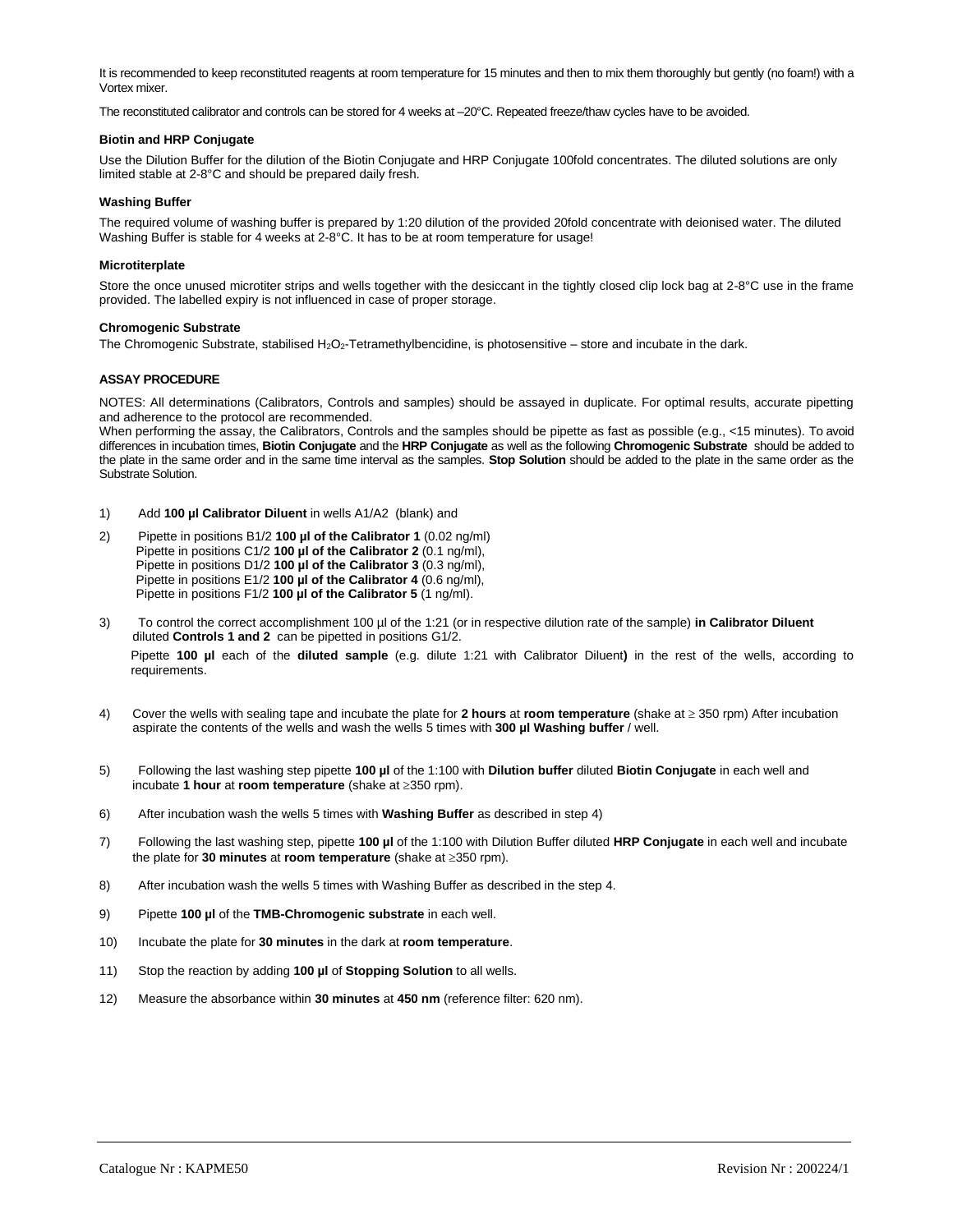It is recommended to keep reconstituted reagents at room temperature for 15 minutes and then to mix them thoroughly but gently (no foam!) with a Vortex mixer.

The reconstituted calibrator and controls can be stored for 4 weeks at –20°C. Repeated freeze/thaw cycles have to be avoided.

**Biotin and HRP Conjugate**

Use the Dilution Buffer for the dilution of the Biotin Conjugate and HRP Conjugate 100fold concentrates. The diluted solutions are only limited stable at 2-8°C and should be prepared daily fresh.

**Washing Buffer**

The required volume of washing buffer is prepared by 1:20 dilution of the provided 20fold concentrate with deionised water. The diluted Washing Buffer is stable for 4 weeks at 2-8°C. It has to be at room temperature for usage!

**Microtiterplate**

Store the once unused microtiter strips and wells together with the desiccant in the tightly closed clip lock bag at 2-8°C use in the frame provided. The labelled expiry is not influenced in case of proper storage.

**Chromogenic Substrate**

The Chromogenic Substrate, stabilised $H_2O_2$-Tetramethylbencidine, is photosensitive – store and incubate in the dark.

**ASSAY PROCEDURE**

NOTES: All determinations (Calibrators, Controls and samples) should be assayed in duplicate. For optimal results, accurate pipetting and adherence to the protocol are recommended.
When performing the assay, the Calibrators, Controls and the samples should be pipette as fast as possible (e.g., <15 minutes). To avoid differences in incubation times, **Biotin Conjugate** and the **HRP Conjugate** as well as the following **Chromogenic Substrate** should be added to the plate in the same order and in the same time interval as the samples. **Stop Solution** should be added to the plate in the same order as the Substrate Solution.

1) Add **100 µl Calibrator Diluent** in wells A1/A2 (blank) and

2) Pipette in positions B1/2 **100 µl of the Calibrator 1** (0.02 ng/ml)
 Pipette in positions C1/2 **100 µl of the Calibrator 2** (0.1 ng/ml),
 Pipette in positions D1/2 **100 µl of the Calibrator 3** (0.3 ng/ml),
 Pipette in positions E1/2 **100 µl of the Calibrator 4** (0.6 ng/ml),
 Pipette in positions F1/2 **100 µl of the Calibrator 5** (1 ng/ml).

3) To control the correct accomplishment 100 µl of the 1:21 (or in respective dilution rate of the sample) **in Calibrator Diluent** diluted **Controls 1 and 2** can be pipetted in positions G1/2.

 Pipette **100 µl** each of the **diluted sample** (e.g. dilute 1:21 with Calibrator Diluent**)** in the rest of the wells, according to requirements.

4) Cover the wells with sealing tape and incubate the plate for **2 hours** at **room temperature** (shake at ≥ 350 rpm) After incubation aspirate the contents of the wells and wash the wells 5 times with **300 µl Washing buffer** / well.

5) Following the last washing step pipette **100 µl** of the 1:100 with **Dilution buffer** diluted **Biotin Conjugate** in each well and incubate **1 hour** at **room temperature** (shake at ≥350 rpm).

6) After incubation wash the wells 5 times with **Washing Buffer** as described in step 4)

7) Following the last washing step, pipette **100 µl** of the 1:100 with Dilution Buffer diluted **HRP Conjugate** in each well and incubate the plate for **30 minutes** at **room temperature** (shake at ≥350 rpm).

8) After incubation wash the wells 5 times with Washing Buffer as described in the step 4.

9) Pipette **100 µl** of the **TMB-Chromogenic substrate** in each well.

10) Incubate the plate for **30 minutes** in the dark at **room temperature**.

11) Stop the reaction by adding **100 µl** of **Stopping Solution** to all wells.

12) Measure the absorbance within **30 minutes** at **450 nm** (reference filter: 620 nm).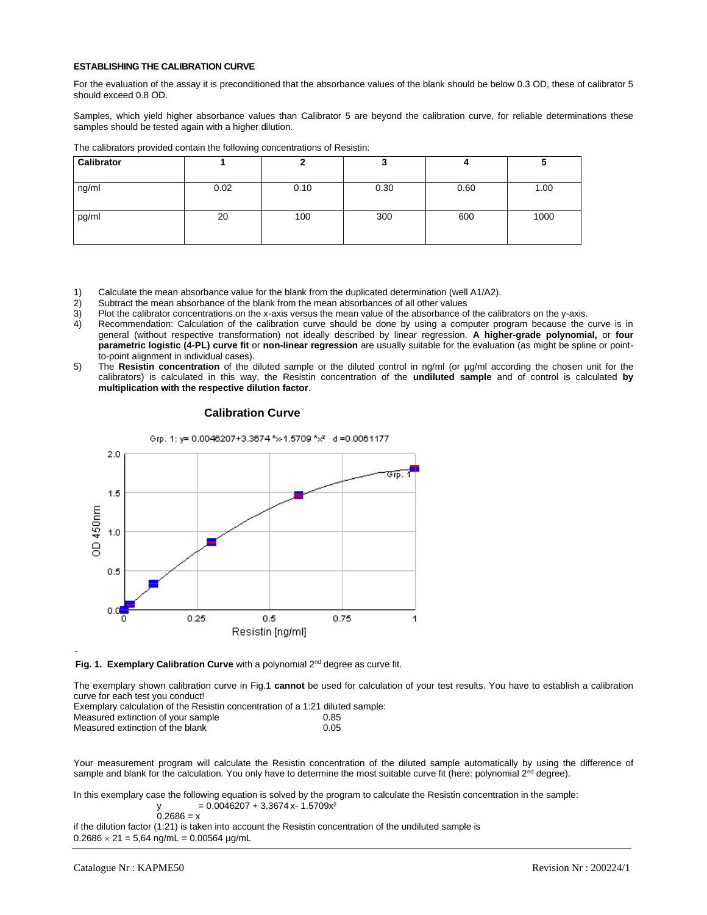## ESTABLISHING THE CALIBRATION CURVE

For the evaluation of the assay it is preconditioned that the absorbance values of the blank should be below 0.3 OD, these of calibrator 5 should exceed 0.8 OD.

Samples, which yield higher absorbance values than Calibrator 5 are beyond the calibration curve, for reliable determinations these samples should be tested again with a higher dilution.

The calibrators provided contain the following concentrations of Resistin:

| Calibrator | 1 | 2 | 3 | 4 | 5 |
|---|---|---|---|---|---|
| ng/ml | 0.02 | 0.10 | 0.30 | 0.60 | 1.00 |
| pg/ml | 20 | 100 | 300 | 600 | 1000 |

1) Calculate the mean absorbance value for the blank from the duplicated determination (well A1/A2).
2) Subtract the mean absorbance of the blank from the mean absorbances of all other values
3) Plot the calibrator concentrations on the x-axis versus the mean value of the absorbance of the calibrators on the y-axis.
4) Recommendation: Calculation of the calibration curve should be done by using a computer program because the curve is in general (without respective transformation) not ideally described by linear regression. **A higher-grade polynomial,** or **four parametric logistic (4-PL) curve fit** or **non-linear regression** are usually suitable for the evaluation (as might be spline or point-to-point alignment in individual cases).
5) The **Resistin concentration** of the diluted sample or the diluted control in ng/ml (or µg/ml according the chosen unit for the calibrators) is calculated in this way, the Resistin concentration of the **undiluted sample** and of control is calculated **by multiplication with the respective dilution factor**.

**Calibration Curve**

Grp. 1: y= 0.0046207+3.3674 *x-1.5709 *x² d =0.0061177

**Fig. 1. Exemplary Calibration Curve** with a polynomial 2[nd] degree as curve fit.

The exemplary shown calibration curve in Fig.1 **cannot** be used for calculation of your test results. You have to establish a calibration curve for each test you conduct!

Exemplary calculation of the Resistin concentration of a 1:21 diluted sample:

Measured extinction of your sample 0.85
Measured extinction of the blank 0.05

Your measurement program will calculate the Resistin concentration of the diluted sample automatically by using the difference of sample and blank for the calculation. You only have to determine the most suitable curve fit (here: polynomial 2[nd] degree).

In this exemplary case the following equation is solved by the program to calculate the Resistin concentration in the sample:

$$y = 0.0046207 + 3.3674\,x - 1.5709x^2$$

$$0.2686 = x$$

if the dilution factor (1:21) is taken into account the Resistin concentration of the undiluted sample is

$0.2686 \times 21 = 5{,}64$ ng/mL = 0.00564 µg/mL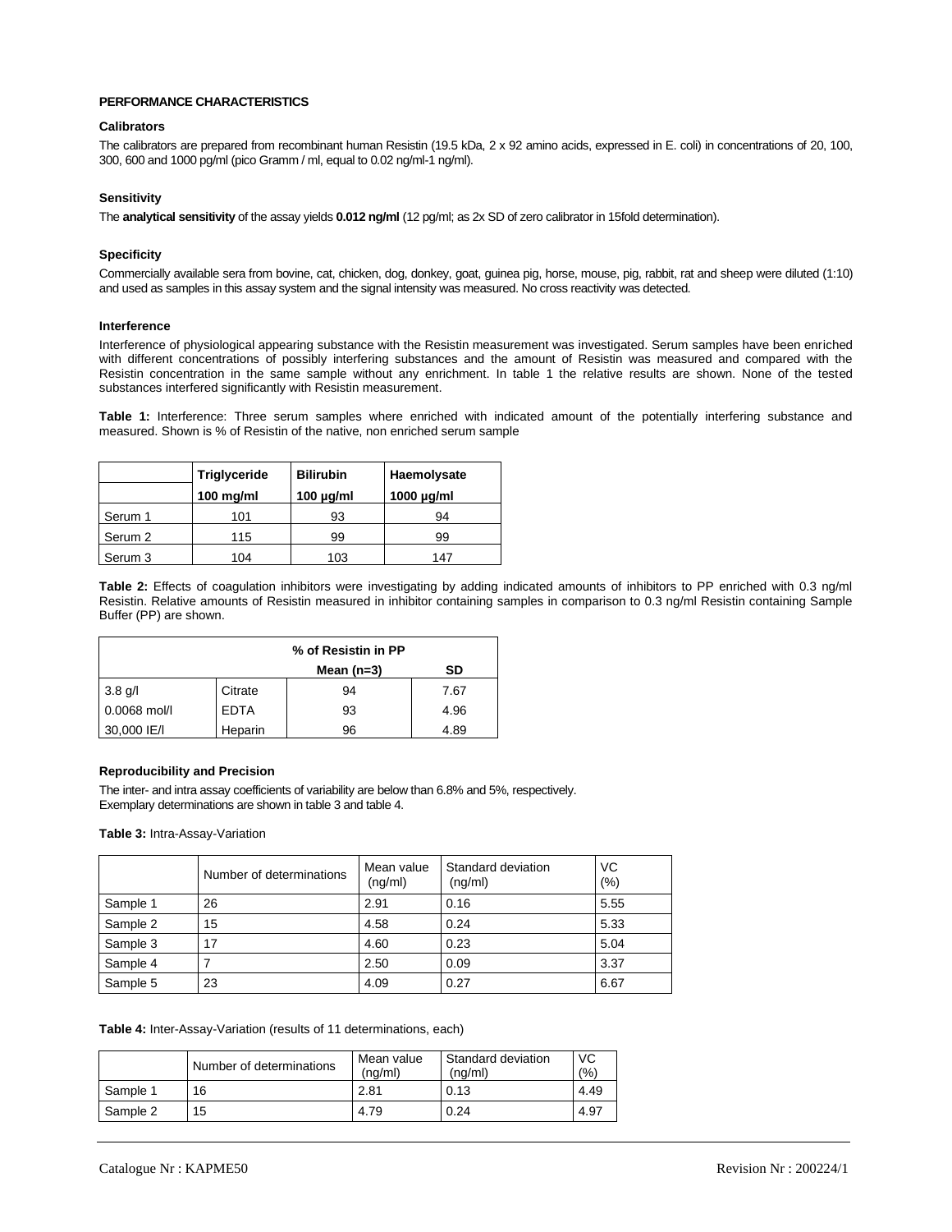## PERFORMANCE CHARACTERISTICS

### Calibrators

The calibrators are prepared from recombinant human Resistin (19.5 kDa, 2 x 92 amino acids, expressed in E. coli) in concentrations of 20, 100, 300, 600 and 1000 pg/ml (pico Gramm / ml, equal to 0.02 ng/ml-1 ng/ml).

### Sensitivity

The **analytical sensitivity** of the assay yields **0.012 ng/ml** (12 pg/ml; as 2x SD of zero calibrator in 15fold determination).

### Specificity

Commercially available sera from bovine, cat, chicken, dog, donkey, goat, guinea pig, horse, mouse, pig, rabbit, rat and sheep were diluted (1:10) and used as samples in this assay system and the signal intensity was measured. No cross reactivity was detected.

### Interference

Interference of physiological appearing substance with the Resistin measurement was investigated. Serum samples have been enriched with different concentrations of possibly interfering substances and the amount of Resistin was measured and compared with the Resistin concentration in the same sample without any enrichment. In table 1 the relative results are shown. None of the tested substances interfered significantly with Resistin measurement.

**Table 1:** Interference: Three serum samples where enriched with indicated amount of the potentially interfering substance and measured. Shown is % of Resistin of the native, non enriched serum sample

| | **Triglyceride** | **Bilirubin** | **Haemolysate** |
|---|---|---|---|
| | **100 mg/ml** | **100 µg/ml** | **1000 µg/ml** |
| Serum 1 | 101 | 93 | 94 |
| Serum 2 | 115 | 99 | 99 |
| Serum 3 | 104 | 103 | 147 |

**Table 2:** Effects of coagulation inhibitors were investigating by adding indicated amounts of inhibitors to PP enriched with 0.3 ng/ml Resistin. Relative amounts of Resistin measured in inhibitor containing samples in comparison to 0.3 ng/ml Resistin containing Sample Buffer (PP) are shown.

| **% of Resistin in PP** | | | |
|---|---|---|---|
| | | **Mean (n=3)** | **SD** |
| 3.8 g/l | Citrate | 94 | 7.67 |
| 0.0068 mol/l | EDTA | 93 | 4.96 |
| 30,000 IE/l | Heparin | 96 | 4.89 |

### Reproducibility and Precision

The inter- and intra assay coefficients of variability are below than 6.8% and 5%, respectively.
Exemplary determinations are shown in table 3 and table 4.

**Table 3:** Intra-Assay-Variation

| | Number of determinations | Mean value (ng/ml) | Standard deviation (ng/ml) | VC (%) |
|---|---|---|---|---|
| Sample 1 | 26 | 2.91 | 0.16 | 5.55 |
| Sample 2 | 15 | 4.58 | 0.24 | 5.33 |
| Sample 3 | 17 | 4.60 | 0.23 | 5.04 |
| Sample 4 | 7 | 2.50 | 0.09 | 3.37 |
| Sample 5 | 23 | 4.09 | 0.27 | 6.67 |

**Table 4:** Inter-Assay-Variation (results of 11 determinations, each)

| | Number of determinations | Mean value (ng/ml) | Standard deviation (ng/ml) | VC (%) |
|---|---|---|---|---|
| Sample 1 | 16 | 2.81 | 0.13 | 4.49 |
| Sample 2 | 15 | 4.79 | 0.24 | 4.97 |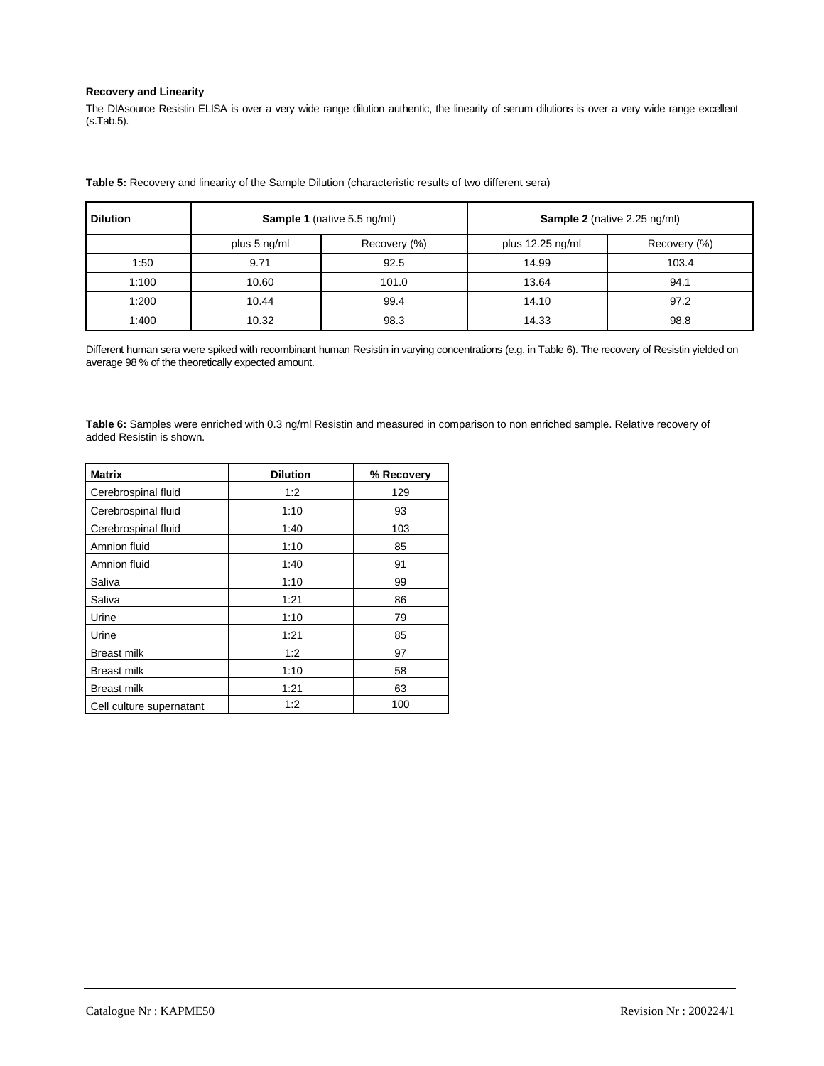**Recovery and Linearity**

The DIAsource Resistin ELISA is over a very wide range dilution authentic, the linearity of serum dilutions is over a very wide range excellent (s.Tab.5).

**Table 5:** Recovery and linearity of the Sample Dilution (characteristic results of two different sera)

| **Dilution** | **Sample 1** (native 5.5 ng/ml) | | **Sample 2** (native 2.25 ng/ml) | |
|---|---|---|---|---|
| | plus 5 ng/ml | Recovery (%) | plus 12.25 ng/ml | Recovery (%) |
| 1:50 | 9.71 | 92.5 | 14.99 | 103.4 |
| 1:100 | 10.60 | 101.0 | 13.64 | 94.1 |
| 1:200 | 10.44 | 99.4 | 14.10 | 97.2 |
| 1:400 | 10.32 | 98.3 | 14.33 | 98.8 |

Different human sera were spiked with recombinant human Resistin in varying concentrations (e.g. in Table 6). The recovery of Resistin yielded on average 98 % of the theoretically expected amount.

**Table 6:** Samples were enriched with 0.3 ng/ml Resistin and measured in comparison to non enriched sample. Relative recovery of added Resistin is shown.

| **Matrix** | **Dilution** | **% Recovery** |
|---|---|---|
| Cerebrospinal fluid | 1:2 | 129 |
| Cerebrospinal fluid | 1:10 | 93 |
| Cerebrospinal fluid | 1:40 | 103 |
| Amnion fluid | 1:10 | 85 |
| Amnion fluid | 1:40 | 91 |
| Saliva | 1:10 | 99 |
| Saliva | 1:21 | 86 |
| Urine | 1:10 | 79 |
| Urine | 1:21 | 85 |
| Breast milk | 1:2 | 97 |
| Breast milk | 1:10 | 58 |
| Breast milk | 1:21 | 63 |
| Cell culture supernatant | 1:2 | 100 |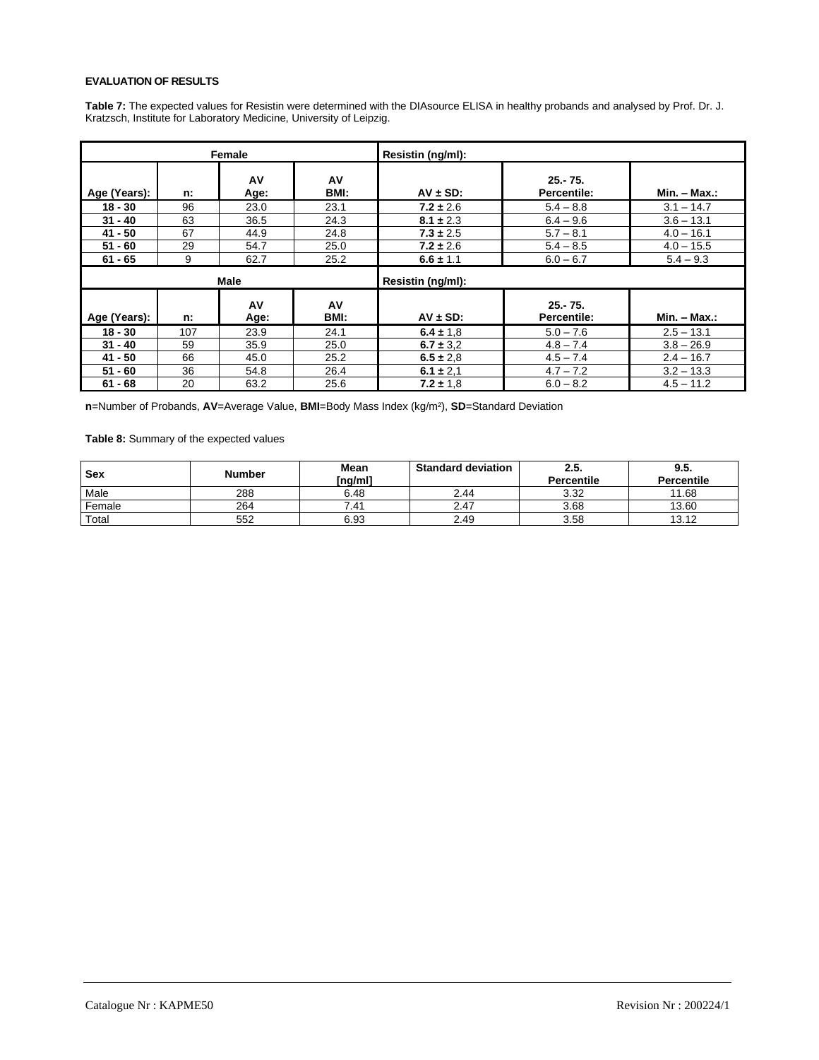**EVALUATION OF RESULTS**

**Table 7:** The expected values for Resistin were determined with the DIAsource ELISA in healthy probands and analysed by Prof. Dr. J. Kratzsch, Institute for Laboratory Medicine, University of Leipzig.

| Female | | | | Resistin (ng/ml): | | |
|---|---|---|---|---|---|---|
| **Age (Years):** | **n:** | **AV Age:** | **AV BMI:** | **AV ± SD:** | **25.- 75. Percentile:** | **Min. – Max.:** |
| **18 - 30** | 96 | 23.0 | 23.1 | **7.2 ±** 2.6 | 5.4 – 8.8 | 3.1 – 14.7 |
| **31 - 40** | 63 | 36.5 | 24.3 | **8.1 ±** 2.3 | 6.4 – 9.6 | 3.6 – 13.1 |
| **41 - 50** | 67 | 44.9 | 24.8 | **7.3 ±** 2.5 | 5.7 – 8.1 | 4.0 – 16.1 |
| **51 - 60** | 29 | 54.7 | 25.0 | **7.2 ±** 2.6 | 5.4 – 8.5 | 4.0 – 15.5 |
| **61 - 65** | 9 | 62.7 | 25.2 | **6.6 ±** 1.1 | 6.0 – 6.7 | 5.4 – 9.3 |
| **Male** | | | | **Resistin (ng/ml):** | | |
| **Age (Years):** | **n:** | **AV Age:** | **AV BMI:** | **AV ± SD:** | **25.- 75. Percentile:** | **Min. – Max.:** |
| **18 - 30** | 107 | 23.9 | 24.1 | **6.4 ±** 1,8 | 5.0 – 7.6 | 2.5 – 13.1 |
| **31 - 40** | 59 | 35.9 | 25.0 | **6.7 ±** 3,2 | 4.8 – 7.4 | 3.8 – 26.9 |
| **41 - 50** | 66 | 45.0 | 25.2 | **6.5 ±** 2,8 | 4.5 – 7.4 | 2.4 – 16.7 |
| **51 - 60** | 36 | 54.8 | 26.4 | **6.1 ±** 2,1 | 4.7 – 7.2 | 3.2 – 13.3 |
| **61 - 68** | 20 | 63.2 | 25.6 | **7.2 ±** 1,8 | 6.0 – 8.2 | 4.5 – 11.2 |

**n**=Number of Probands, **AV**=Average Value, **BMI**=Body Mass Index (kg/m²), **SD**=Standard Deviation

**Table 8:** Summary of the expected values

| **Sex** | **Number** | **Mean [ng/ml]** | **Standard deviation** | **2.5. Percentile** | **9.5. Percentile** |
|---|---|---|---|---|---|
| Male | 288 | 6.48 | 2.44 | 3.32 | 11.68 |
| Female | 264 | 7.41 | 2.47 | 3.68 | 13.60 |
| Total | 552 | 6.93 | 2.49 | 3.58 | 13.12 |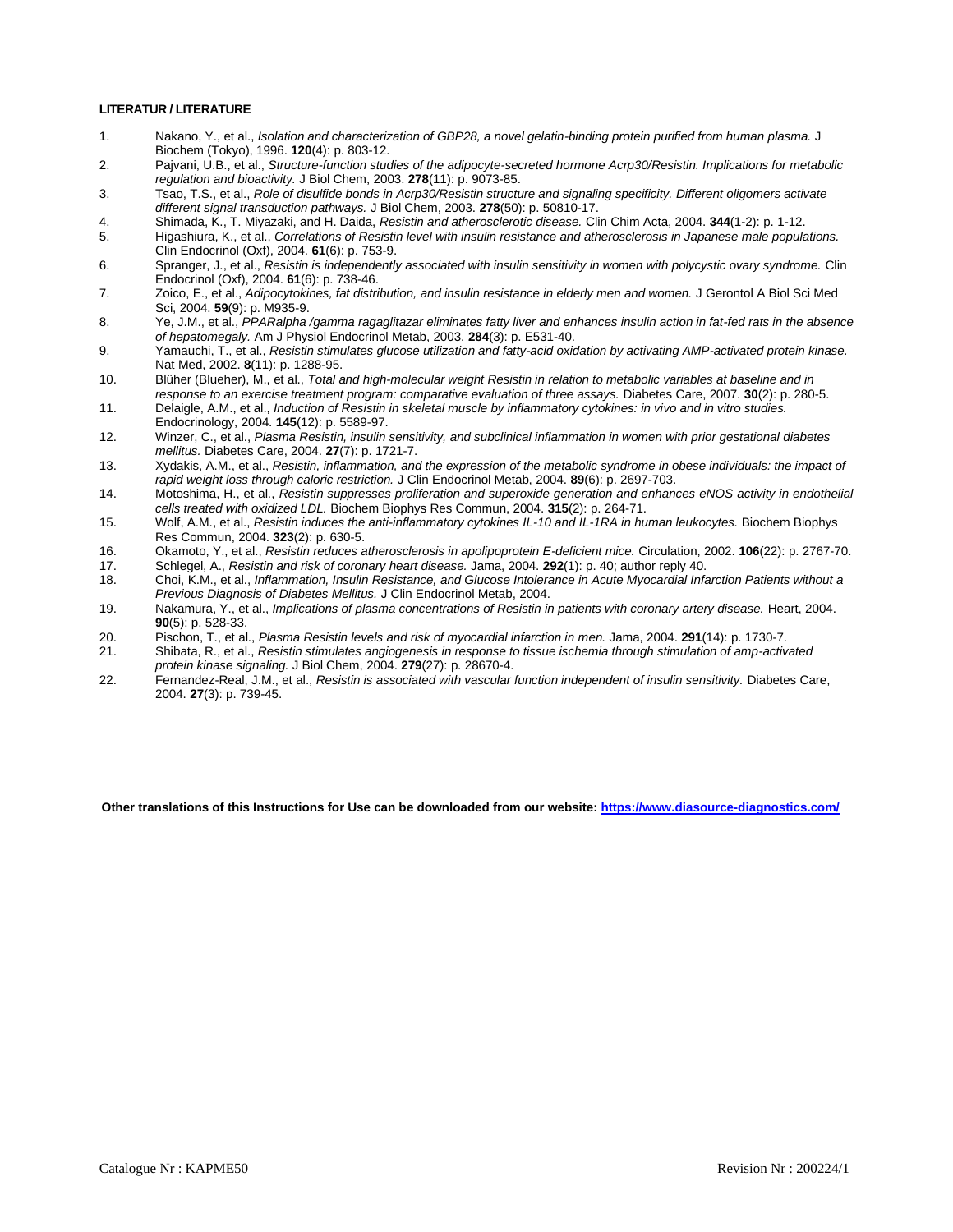**LITERATUR / LITERATURE**

1. Nakano, Y., et al., *Isolation and characterization of GBP28, a novel gelatin-binding protein purified from human plasma.* J Biochem (Tokyo), 1996. **120**(4): p. 803-12.
2. Pajvani, U.B., et al., *Structure-function studies of the adipocyte-secreted hormone Acrp30/Resistin. Implications for metabolic regulation and bioactivity.* J Biol Chem, 2003. **278**(11): p. 9073-85.
3. Tsao, T.S., et al., *Role of disulfide bonds in Acrp30/Resistin structure and signaling specificity. Different oligomers activate different signal transduction pathways.* J Biol Chem, 2003. **278**(50): p. 50810-17.
4. Shimada, K., T. Miyazaki, and H. Daida, *Resistin and atherosclerotic disease.* Clin Chim Acta, 2004. **344**(1-2): p. 1-12.
5. Higashiura, K., et al., *Correlations of Resistin level with insulin resistance and atherosclerosis in Japanese male populations.* Clin Endocrinol (Oxf), 2004. **61**(6): p. 753-9.
6. Spranger, J., et al., *Resistin is independently associated with insulin sensitivity in women with polycystic ovary syndrome.* Clin Endocrinol (Oxf), 2004. **61**(6): p. 738-46.
7. Zoico, E., et al., *Adipocytokines, fat distribution, and insulin resistance in elderly men and women.* J Gerontol A Biol Sci Med Sci, 2004. **59**(9): p. M935-9.
8. Ye, J.M., et al., *PPARalpha /gamma ragaglitazar eliminates fatty liver and enhances insulin action in fat-fed rats in the absence of hepatomegaly.* Am J Physiol Endocrinol Metab, 2003. **284**(3): p. E531-40.
9. Yamauchi, T., et al., *Resistin stimulates glucose utilization and fatty-acid oxidation by activating AMP-activated protein kinase.* Nat Med, 2002. **8**(11): p. 1288-95.
10. Blüher (Blueher), M., et al., *Total and high-molecular weight Resistin in relation to metabolic variables at baseline and in response to an exercise treatment program: comparative evaluation of three assays.* Diabetes Care, 2007. **30**(2): p. 280-5.
11. Delaigle, A.M., et al., *Induction of Resistin in skeletal muscle by inflammatory cytokines: in vivo and in vitro studies.* Endocrinology, 2004. **145**(12): p. 5589-97.
12. Winzer, C., et al., *Plasma Resistin, insulin sensitivity, and subclinical inflammation in women with prior gestational diabetes mellitus.* Diabetes Care, 2004. **27**(7): p. 1721-7.
13. Xydakis, A.M., et al., *Resistin, inflammation, and the expression of the metabolic syndrome in obese individuals: the impact of rapid weight loss through caloric restriction.* J Clin Endocrinol Metab, 2004. **89**(6): p. 2697-703.
14. Motoshima, H., et al., *Resistin suppresses proliferation and superoxide generation and enhances eNOS activity in endothelial cells treated with oxidized LDL.* Biochem Biophys Res Commun, 2004. **315**(2): p. 264-71.
15. Wolf, A.M., et al., *Resistin induces the anti-inflammatory cytokines IL-10 and IL-1RA in human leukocytes.* Biochem Biophys Res Commun, 2004. **323**(2): p. 630-5.
16. Okamoto, Y., et al., *Resistin reduces atherosclerosis in apolipoprotein E-deficient mice.* Circulation, 2002. **106**(22): p. 2767-70.
17. Schlegel, A., *Resistin and risk of coronary heart disease.* Jama, 2004. **292**(1): p. 40; author reply 40.
18. Choi, K.M., et al., *Inflammation, Insulin Resistance, and Glucose Intolerance in Acute Myocardial Infarction Patients without a Previous Diagnosis of Diabetes Mellitus.* J Clin Endocrinol Metab, 2004.
19. Nakamura, Y., et al., *Implications of plasma concentrations of Resistin in patients with coronary artery disease.* Heart, 2004. **90**(5): p. 528-33.
20. Pischon, T., et al., *Plasma Resistin levels and risk of myocardial infarction in men.* Jama, 2004. **291**(14): p. 1730-7.
21. Shibata, R., et al., *Resistin stimulates angiogenesis in response to tissue ischemia through stimulation of amp-activated protein kinase signaling.* J Biol Chem, 2004. **279**(27): p. 28670-4.
22. Fernandez-Real, J.M., et al., *Resistin is associated with vascular function independent of insulin sensitivity.* Diabetes Care, 2004. **27**(3): p. 739-45.

**Other translations of this Instructions for Use can be downloaded from our website: https://www.diasource-diagnostics.com/**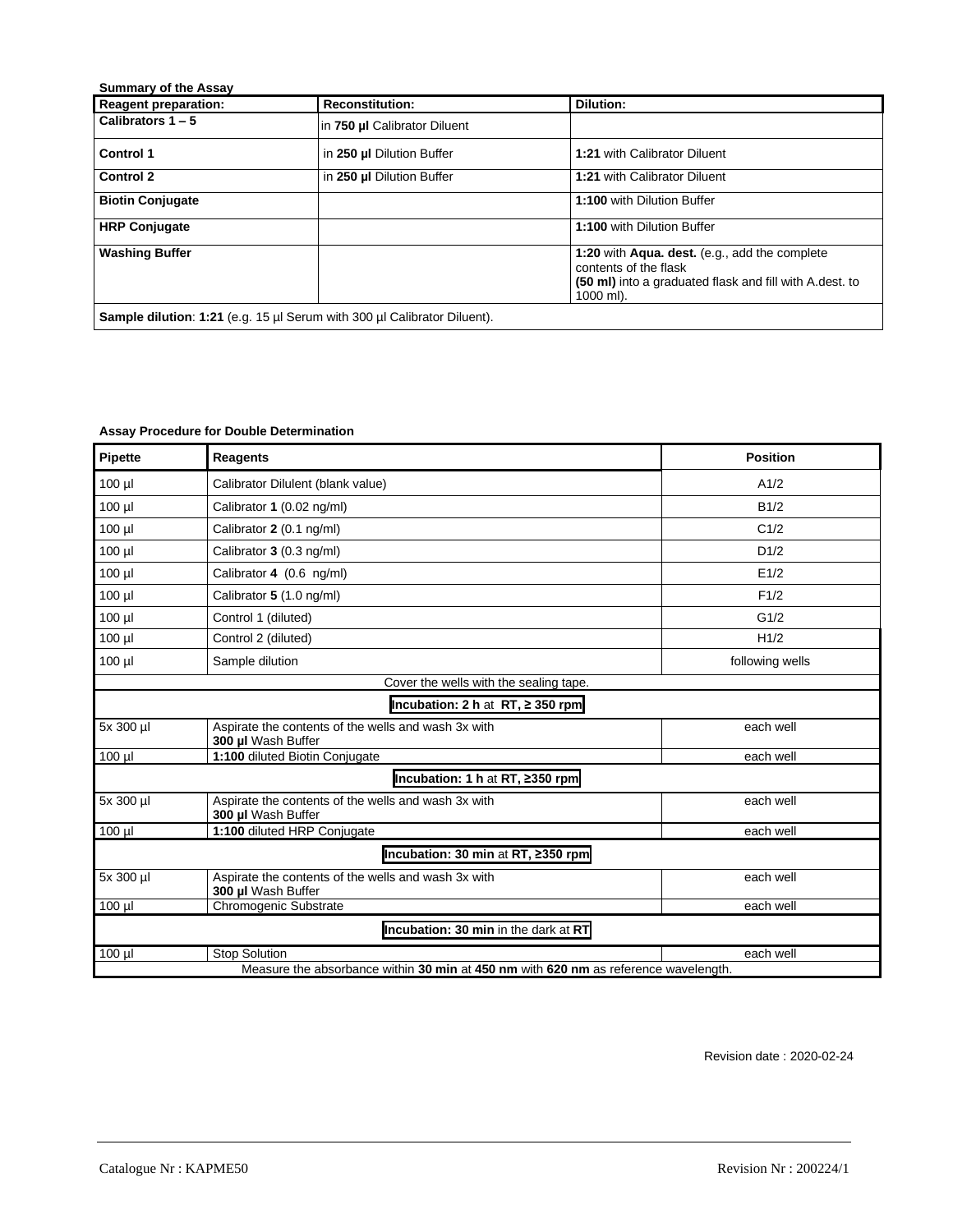**Summary of the Assay**

| Reagent preparation: | Reconstitution: | Dilution: |
|---|---|---|
| **Calibrators 1 – 5** | in **750 µl** Calibrator Diluent | |
| **Control 1** | in **250 µl** Dilution Buffer | **1:21** with Calibrator Diluent |
| **Control 2** | in **250 µl** Dilution Buffer | **1:21** with Calibrator Diluent |
| **Biotin Conjugate** | | **1:100** with Dilution Buffer |
| **HRP Conjugate** | | **1:100** with Dilution Buffer |
| **Washing Buffer** | | **1:20** with **Aqua. dest.** (e.g., add the complete contents of the flask **(50 ml)** into a graduated flask and fill with A.dest. to 1000 ml). |
| **Sample dilution**: **1:21** (e.g. 15 µl Serum with 300 µl Calibrator Diluent). | | |

**Assay Procedure for Double Determination**

| Pipette | Reagents | Position |
|---|---|---|
| 100 µl | Calibrator Dilulent (blank value) | A1/2 |
| 100 µl | Calibrator **1** (0.02 ng/ml) | B1/2 |
| 100 µl | Calibrator **2** (0.1 ng/ml) | C1/2 |
| 100 µl | Calibrator **3** (0.3 ng/ml) | D1/2 |
| 100 µl | Calibrator **4** (0.6 ng/ml) | E1/2 |
| 100 µl | Calibrator **5** (1.0 ng/ml) | F1/2 |
| 100 µl | Control 1 (diluted) | G1/2 |
| 100 µl | Control 2 (diluted) | H1/2 |
| 100 µl | Sample dilution | following wells |
| Cover the wells with the sealing tape. | | |
| **Incubation: 2 h** at **RT, ≥ 350 rpm** | | |
| 5x 300 µl | Aspirate the contents of the wells and wash 3x with **300 µl** Wash Buffer | each well |
| 100 µl | **1:100** diluted Biotin Conjugate | each well |
| **Incubation: 1 h** at **RT, ≥350 rpm** | | |
| 5x 300 µl | Aspirate the contents of the wells and wash 3x with **300 µl** Wash Buffer | each well |
| 100 µl | **1:100** diluted HRP Conjugate | each well |
| **Incubation: 30 min** at **RT, ≥350 rpm** | | |
| 5x 300 µl | Aspirate the contents of the wells and wash 3x with **300 µl** Wash Buffer | each well |
| 100 µl | Chromogenic Substrate | each well |
| **Incubation: 30 min** in the dark at **RT** | | |
| 100 µl | Stop Solution | each well |
| Measure the absorbance within **30 min** at **450 nm** with **620 nm** as reference wavelength. | | |

Revision date : 2020-02-24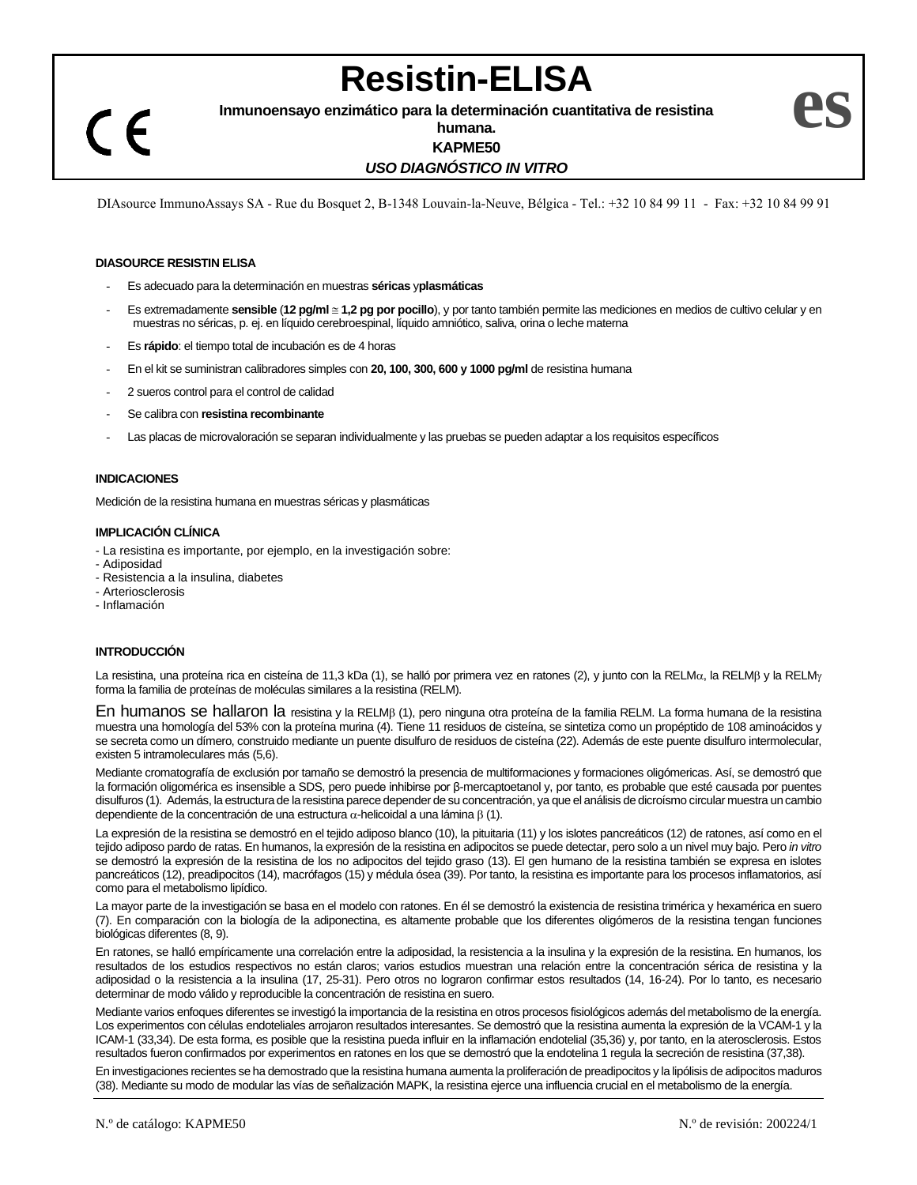# Resistin-ELISA

**Inmunoensayo enzimático para la determinación cuantitativa de resistina humana.**

**KAPME50**

***USO DIAGNÓSTICO IN VITRO***

**es**

DIAsource ImmunoAssays SA - Rue du Bosquet 2, B-1348 Louvain-la-Neuve, Bélgica - Tel.: +32 10 84 99 11 - Fax: +32 10 84 99 91

#### DIASOURCE RESISTIN ELISA

- Es adecuado para la determinación en muestras **séricas** y**plasmáticas**
- Es extremadamente **sensible** (**12 pg/ml ≅ 1,2 pg por pocillo**), y por tanto también permite las mediciones en medios de cultivo celular y en muestras no séricas, p. ej. en líquido cerebroespinal, líquido amniótico, saliva, orina o leche materna
- Es **rápido**: el tiempo total de incubación es de 4 horas
- En el kit se suministran calibradores simples con **20, 100, 300, 600 y 1000 pg/ml** de resistina humana
- 2 sueros control para el control de calidad
- Se calibra con **resistina recombinante**
- Las placas de microvaloración se separan individualmente y las pruebas se pueden adaptar a los requisitos específicos

#### INDICACIONES

Medición de la resistina humana en muestras séricas y plasmáticas

#### IMPLICACIÓN CLÍNICA

- La resistina es importante, por ejemplo, en la investigación sobre:
- Adiposidad
- Resistencia a la insulina, diabetes
- Arteriosclerosis
- Inflamación

#### INTRODUCCIÓN

La resistina, una proteína rica en cisteína de 11,3 kDa (1), se halló por primera vez en ratones (2), y junto con la RELM$\alpha$, la RELM$\beta$ y la RELM$\gamma$ forma la familia de proteínas de moléculas similares a la resistina (RELM).

En humanos se hallaron la resistina y la RELM$\beta$ (1), pero ninguna otra proteína de la familia RELM. La forma humana de la resistina muestra una homología del 53% con la proteína murina (4). Tiene 11 residuos de cisteína, se sintetiza como un propéptido de 108 aminoácidos y se secreta como un dímero, construido mediante un puente disulfuro de residuos de cisteína (22). Además de este puente disulfuro intermolecular, existen 5 intramoleculares más (5,6).

Mediante cromatografía de exclusión por tamaño se demostró la presencia de multiformaciones y formaciones oligoméricas. Así, se demostró que la formación oligomérica es insensible a SDS, pero puede inhibirse por β-mercaptoetanol y, por tanto, es probable que esté causada por puentes disulfuros (1). Además, la estructura de la resistina parece depender de su concentración, ya que el análisis de dicroísmo circular muestra un cambio dependiente de la concentración de una estructura $\alpha$-helicoidal a una lámina $\beta$ (1).

La expresión de la resistina se demostró en el tejido adiposo blanco (10), la pituitaria (11) y los islotes pancreáticos (12) de ratones, así como en el tejido adiposo pardo de ratas. En humanos, la expresión de la resistina en adipocitos se puede detectar, pero solo a un nivel muy bajo. Pero *in vitro* se demostró la expresión de la resistina de los no adipocitos del tejido graso (13). El gen humano de la resistina también se expresa en islotes pancreáticos (12), preadipocitos (14), macrófagos (15) y médula ósea (39). Por tanto, la resistina es importante para los procesos inflamatorios, así como para el metabolismo lipídico.

La mayor parte de la investigación se basa en el modelo con ratones. En él se demostró la existencia de resistina trimérica y hexamérica en suero (7). En comparación con la biología de la adiponectina, es altamente probable que los diferentes oligómeros de la resistina tengan funciones biológicas diferentes (8, 9).

En ratones, se halló empíricamente una correlación entre la adiposidad, la resistencia a la insulina y la expresión de la resistina. En humanos, los resultados de los estudios respectivos no están claros; varios estudios muestran una relación entre la concentración sérica de resistina y la adiposidad o la resistencia a la insulina (17, 25-31). Pero otros no lograron confirmar estos resultados (14, 16-24). Por lo tanto, es necesario determinar de modo válido y reproducible la concentración de resistina en suero.

Mediante varios enfoques diferentes se investigó la importancia de la resistina en otros procesos fisiológicos además del metabolismo de la energía. Los experimentos con células endoteliales arrojaron resultados interesantes. Se demostró que la resistina aumenta la expresión de la VCAM-1 y la ICAM-1 (33,34). De esta forma, es posible que la resistina pueda influir en la inflamación endotelial (35,36) y, por tanto, en la aterosclerosis. Estos resultados fueron confirmados por experimentos en ratones en los que se demostró que la endotelina 1 regula la secreción de resistina (37,38).

En investigaciones recientes se ha demostrado que la resistina humana aumenta la proliferación de preadipocitos y la lipólisis de adipocitos maduros (38). Mediante su modo de modular las vías de señalización MAPK, la resistina ejerce una influencia crucial en el metabolismo de la energía.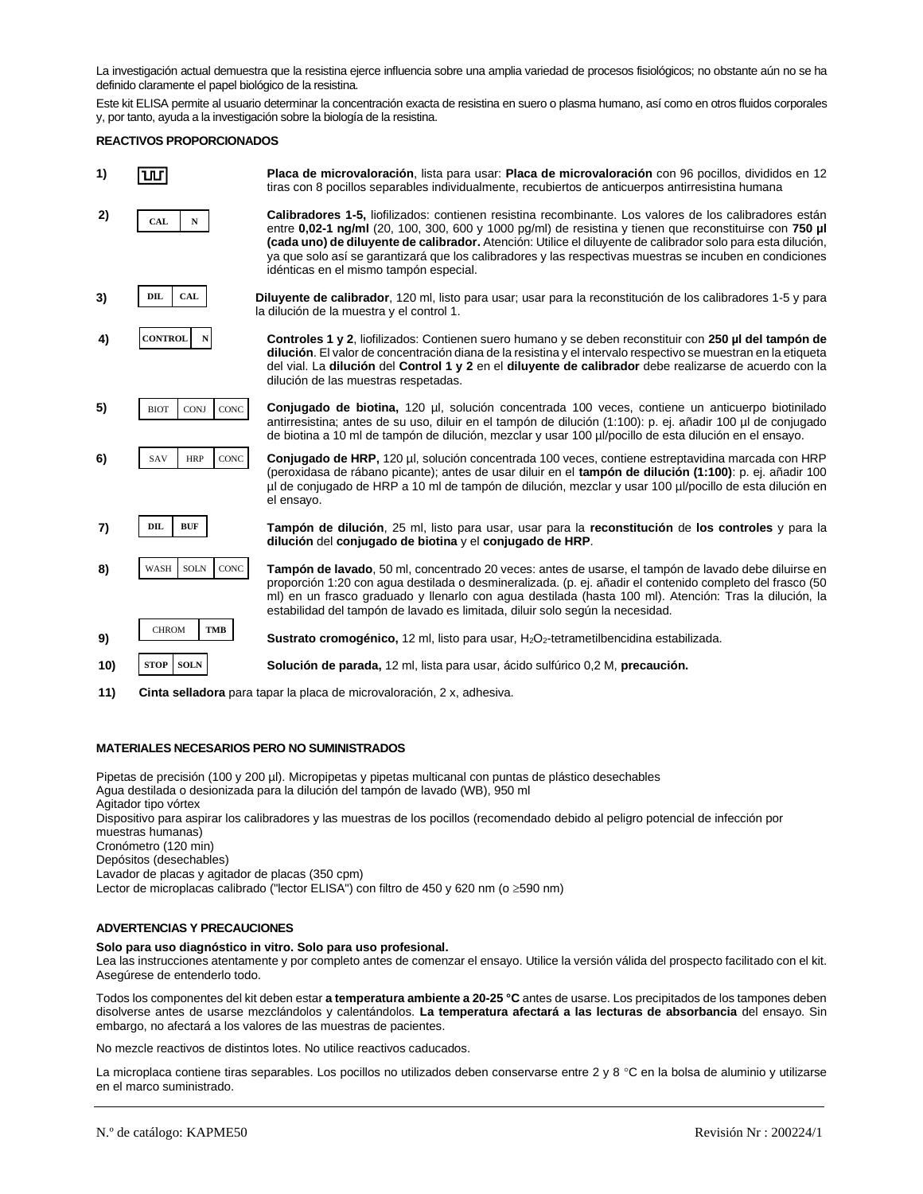La investigación actual demuestra que la resistina ejerce influencia sobre una amplia variedad de procesos fisiológicos; no obstante aún no se ha definido claramente el papel biológico de la resistina.

Este kit ELISA permite al usuario determinar la concentración exacta de resistina en suero o plasma humano, así como en otros fluidos corporales y, por tanto, ayuda a la investigación sobre la biología de la resistina.

**REACTIVOS PROPORCIONADOS**

1) **Placa de microvaloración**, lista para usar: **Placa de microvaloración** con 96 pocillos, divididos en 12 tiras con 8 pocillos separables individualmente, recubiertos de anticuerpos antirresistina humana

2) CAL N — **Calibradores 1-5,** liofilizados: contienen resistina recombinante. Los valores de los calibradores están entre **0,02-1 ng/ml** (20, 100, 300, 600 y 1000 pg/ml) de resistina y tienen que reconstituirse con **750 µl (cada uno) de diluyente de calibrador.** Atención: Utilice el diluyente de calibrador solo para esta dilución, ya que solo así se garantizará que los calibradores y las respectivas muestras se incuben en condiciones idénticas en el mismo tampón especial.

3) DIL CAL — **Diluyente de calibrador**, 120 ml, listo para usar; usar para la reconstitución de los calibradores 1-5 y para la dilución de la muestra y el control 1.

4) CONTROL N — **Controles 1 y 2**, liofilizados: Contienen suero humano y se deben reconstituir con **250 µl del tampón de dilución**. El valor de concentración diana de la resistina y el intervalo respectivo se muestran en la etiqueta del vial. La **dilución** del **Control 1 y 2** en el **diluyente de calibrador** debe realizarse de acuerdo con la dilución de las muestras respetadas.

5) BIOT CONJ CONC — **Conjugado de biotina,** 120 µl, solución concentrada 100 veces, contiene un anticuerpo biotinilado antirresistina; antes de su uso, diluir en el tampón de dilución (1:100): p. ej. añadir 100 µl de conjugado de biotina a 10 ml de tampón de dilución, mezclar y usar 100 µl/pocillo de esta dilución en el ensayo.

6) SAV HRP CONC — **Conjugado de HRP,** 120 µl, solución concentrada 100 veces, contiene estreptavidina marcada con HRP (peroxidasa de rábano picante); antes de usar diluir en el **tampón de dilución (1:100)**: p. ej. añadir 100 µl de conjugado de HRP a 10 ml de tampón de dilución, mezclar y usar 100 µl/pocillo de esta dilución en el ensayo.

7) DIL BUF — **Tampón de dilución**, 25 ml, listo para usar, usar para la **reconstitución** de **los controles** y para la **dilución** del **conjugado de biotina** y el **conjugado de HRP**.

8) WASH SOLN CONC — **Tampón de lavado**, 50 ml, concentrado 20 veces: antes de usarse, el tampón de lavado debe diluirse en proporción 1:20 con agua destilada o desmineralizada. (p. ej. añadir el contenido completo del frasco (50 ml) en un frasco graduado y llenarlo con agua destilada (hasta 100 ml). Atención: Tras la dilución, la estabilidad del tampón de lavado es limitada, diluir solo según la necesidad.

9) CHROM TMB — **Sustrato cromogénico,** 12 ml, listo para usar, $H_2O_2$-tetrametilbencidina estabilizada.

10) STOP SOLN — **Solución de parada,** 12 ml, lista para usar, ácido sulfúrico 0,2 M, **precaución.**

11) **Cinta selladora** para tapar la placa de microvaloración, 2 x, adhesiva.

**MATERIALES NECESARIOS PERO NO SUMINISTRADOS**

Pipetas de precisión (100 y 200 µl). Micropipetas y pipetas multicanal con puntas de plástico desechables
Agua destilada o desionizada para la dilución del tampón de lavado (WB), 950 ml
Agitador tipo vórtex
Dispositivo para aspirar los calibradores y las muestras de los pocillos (recomendado debido al peligro potencial de infección por muestras humanas)
Cronómetro (120 min)
Depósitos (desechables)
Lavador de placas y agitador de placas (350 cpm)
Lector de microplacas calibrado ("lector ELISA") con filtro de 450 y 620 nm (o ≥590 nm)

**ADVERTENCIAS Y PRECAUCIONES**

**Solo para uso diagnóstico in vitro. Solo para uso profesional.**
Lea las instrucciones atentamente y por completo antes de comenzar el ensayo. Utilice la versión válida del prospecto facilitado con el kit. Asegúrese de entenderlo todo.

Todos los componentes del kit deben estar **a temperatura ambiente a 20-25 °C** antes de usarse. Los precipitados de los tampones deben disolverse antes de usarse mezclándolos y calentándolos. **La temperatura afectará a las lecturas de absorbancia** del ensayo. Sin embargo, no afectará a los valores de las muestras de pacientes.

No mezcle reactivos de distintos lotes. No utilice reactivos caducados.

La microplaca contiene tiras separables. Los pocillos no utilizados deben conservarse entre 2 y 8 °C en la bolsa de aluminio y utilizarse en el marco suministrado.

N.º de catálogo: KAPME50 — Revisión Nr : 200224/1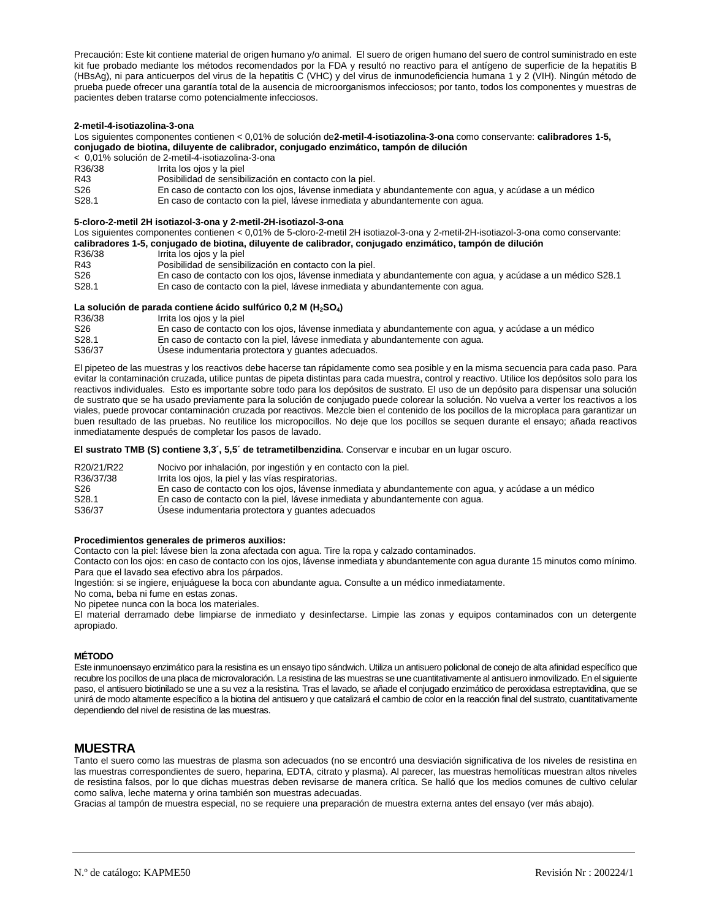Precaución: Este kit contiene material de origen humano y/o animal. El suero de origen humano del suero de control suministrado en este kit fue probado mediante los métodos recomendados por la FDA y resultó no reactivo para el antígeno de superficie de la hepatitis B (HBsAg), ni para anticuerpos del virus de la hepatitis C (VHC) y del virus de inmunodeficiencia humana 1 y 2 (VIH). Ningún método de prueba puede ofrecer una garantía total de la ausencia de microorganismos infecciosos; por tanto, todos los componentes y muestras de pacientes deben tratarse como potencialmente infecciosos.

**2-metil-4-isotiazolina-3-ona**

Los siguientes componentes contienen < 0,01% de solución de**2-metil-4-isotiazolina-3-ona** como conservante: **calibradores 1-5, conjugado de biotina, diluyente de calibrador, conjugado enzimático, tampón de dilución**

< 0,01% solución de 2-metil-4-isotiazolina-3-ona

| | |
|---|---|
| R36/38 | Irrita los ojos y la piel |
| R43 | Posibilidad de sensibilización en contacto con la piel. |
| S26 | En caso de contacto con los ojos, lávense inmediata y abundantemente con agua, y acúdase a un médico |
| S28.1 | En caso de contacto con la piel, lávese inmediata y abundantemente con agua. |

**5-cloro-2-metil 2H isotiazol-3-ona y 2-metil-2H-isotiazol-3-ona**

Los siguientes componentes contienen < 0,01% de 5-cloro-2-metil 2H isotiazol-3-ona y 2-metil-2H-isotiazol-3-ona como conservante: **calibradores 1-5, conjugado de biotina, diluyente de calibrador, conjugado enzimático, tampón de dilución**

| | |
|---|---|
| R36/38 | Irrita los ojos y la piel |
| R43 | Posibilidad de sensibilización en contacto con la piel. |
| S26 | En caso de contacto con los ojos, lávense inmediata y abundantemente con agua, y acúdase a un médico S28.1 |
| S28.1 | En caso de contacto con la piel, lávese inmediata y abundantemente con agua. |

**La solución de parada contiene ácido sulfúrico 0,2 M ($H_2SO_4$)**

| | |
|---|---|
| R36/38 | Irrita los ojos y la piel |
| S26 | En caso de contacto con los ojos, lávense inmediata y abundantemente con agua, y acúdase a un médico |
| S28.1 | En caso de contacto con la piel, lávese inmediata y abundantemente con agua. |
| S36/37 | Úsese indumentaria protectora y guantes adecuados. |

El pipeteo de las muestras y los reactivos debe hacerse tan rápidamente como sea posible y en la misma secuencia para cada paso. Para evitar la contaminación cruzada, utilice puntas de pipeta distintas para cada muestra, control y reactivo. Utilice los depósitos solo para los reactivos individuales. Esto es importante sobre todo para los depósitos de sustrato. El uso de un depósito para dispensar una solución de sustrato que se ha usado previamente para la solución de conjugado puede colorear la solución. No vuelva a verter los reactivos a los viales, puede provocar contaminación cruzada por reactivos. Mezcle bien el contenido de los pocillos de la microplaca para garantizar un buen resultado de las pruebas. No reutilice los micropocillos. No deje que los pocillos se sequen durante el ensayo; añada reactivos inmediatamente después de completar los pasos de lavado.

**El sustrato TMB (S) contiene 3,3´, 5,5´ de tetrametilbenzidina**. Conservar e incubar en un lugar oscuro.

| | |
|---|---|
| R20/21/R22 | Nocivo por inhalación, por ingestión y en contacto con la piel. |
| R36/37/38 | Irrita los ojos, la piel y las vías respiratorias. |
| S26 | En caso de contacto con los ojos, lávense inmediata y abundantemente con agua, y acúdase a un médico |
| S28.1 | En caso de contacto con la piel, lávese inmediata y abundantemente con agua. |
| S36/37 | Úsese indumentaria protectora y guantes adecuados |

**Procedimientos generales de primeros auxilios:**

Contacto con la piel: lávese bien la zona afectada con agua. Tire la ropa y calzado contaminados.

Contacto con los ojos: en caso de contacto con los ojos, lávense inmediata y abundantemente con agua durante 15 minutos como mínimo. Para que el lavado sea efectivo abra los párpados.

Ingestión: si se ingiere, enjuáguese la boca con abundante agua. Consulte a un médico inmediatamente.

No coma, beba ni fume en estas zonas.

No pipetee nunca con la boca los materiales.

El material derramado debe limpiarse de inmediato y desinfectarse. Limpie las zonas y equipos contaminados con un detergente apropiado.

**MÉTODO**

Este inmunoensayo enzimático para la resistina es un ensayo tipo sándwich. Utiliza un antisuero policlonal de conejo de alta afinidad específico que recubre los pocillos de una placa de microvaloración. La resistina de las muestras se une cuantitativamente al antisuero inmovilizado. En el siguiente paso, el antisuero biotinilado se une a su vez a la resistina. Tras el lavado, se añade el conjugado enzimático de peroxidasa estreptavidina, que se unirá de modo altamente específico a la biotina del antisuero y que catalizará el cambio de color en la reacción final del sustrato, cuantitativamente dependiendo del nivel de resistina de las muestras.

## MUESTRA

Tanto el suero como las muestras de plasma son adecuados (no se encontró una desviación significativa de los niveles de resistina en las muestras correspondientes de suero, heparina, EDTA, citrato y plasma). Al parecer, las muestras hemolíticas muestran altos niveles de resistina falsos, por lo que dichas muestras deben revisarse de manera crítica. Se halló que los medios comunes de cultivo celular como saliva, leche materna y orina también son muestras adecuadas.

Gracias al tampón de muestra especial, no se requiere una preparación de muestra externa antes del ensayo (ver más abajo).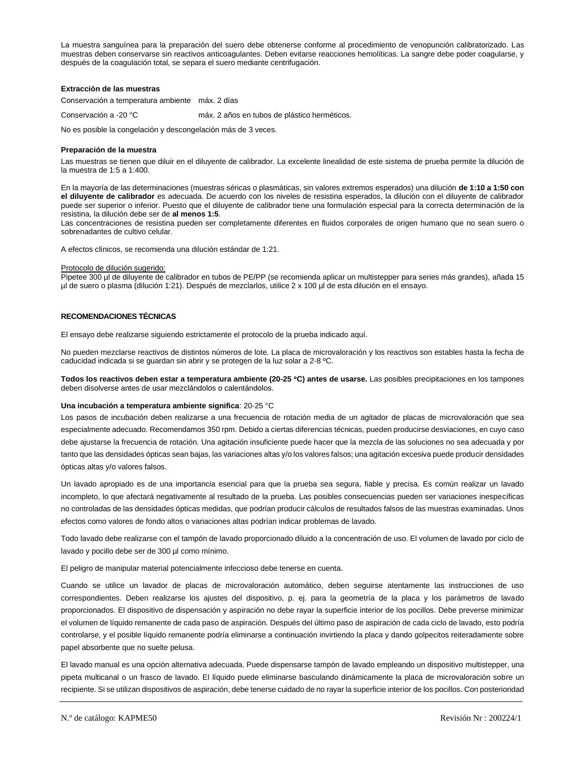La muestra sanguínea para la preparación del suero debe obtenerse conforme al procedimiento de venopunción calibratorizado. Las muestras deben conservarse sin reactivos anticoagulantes. Deben evitarse reacciones hemolíticas. La sangre debe poder coagularse, y después de la coagulación total, se separa el suero mediante centrifugación.

**Extracción de las muestras**

| | |
|---|---|
| Conservación a temperatura ambiente | máx. 2 días |
| Conservación a -20 °C | máx. 2 años en tubos de plástico herméticos. |

No es posible la congelación y descongelación más de 3 veces.

**Preparación de la muestra**

Las muestras se tienen que diluir en el diluyente de calibrador. La excelente linealidad de este sistema de prueba permite la dilución de la muestra de 1:5 a 1:400.

En la mayoría de las determinaciones (muestras séricas o plasmáticas, sin valores extremos esperados) una dilución **de 1:10 a 1:50 con el diluyente de calibrador** es adecuada. De acuerdo con los niveles de resistina esperados, la dilución con el diluyente de calibrador puede ser superior o inferior. Puesto que el diluyente de calibrador tiene una formulación especial para la correcta determinación de la resistina, la dilución debe ser de **al menos 1:5**.
Las concentraciones de resistina pueden ser completamente diferentes en fluidos corporales de origen humano que no sean suero o sobrenadantes de cultivo celular.

A efectos clínicos, se recomienda una dilución estándar de 1:21.

Protocolo de dilución sugerido:
Pipetee 300 µl de diluyente de calibrador en tubos de PE/PP (se recomienda aplicar un multistepper para series más grandes), añada 15 µl de suero o plasma (dilución 1:21). Después de mezclarlos, utilice 2 x 100 µl de esta dilución en el ensayo.

**RECOMENDACIONES TÉCNICAS**

El ensayo debe realizarse siguiendo estrictamente el protocolo de la prueba indicado aquí.

No pueden mezclarse reactivos de distintos números de lote. La placa de microvaloración y los reactivos son estables hasta la fecha de caducidad indicada si se guardan sin abrir y se protegen de la luz solar a 2-8 ºC.

**Todos los reactivos deben estar a temperatura ambiente (20-25 °C) antes de usarse.** Las posibles precipitaciones en los tampones deben disolverse antes de usar mezclándolos o calentándolos.

**Una incubación a temperatura ambiente significa**: 20-25 °C

Los pasos de incubación deben realizarse a una frecuencia de rotación media de un agitador de placas de microvaloración que sea especialmente adecuado. Recomendamos 350 rpm. Debido a ciertas diferencias técnicas, pueden producirse desviaciones, en cuyo caso debe ajustarse la frecuencia de rotación. Una agitación insuficiente puede hacer que la mezcla de las soluciones no sea adecuada y por tanto que las densidades ópticas sean bajas, las variaciones altas y/o los valores falsos; una agitación excesiva puede producir densidades ópticas altas y/o valores falsos.

Un lavado apropiado es de una importancia esencial para que la prueba sea segura, fiable y precisa. Es común realizar un lavado incompleto, lo que afectará negativamente al resultado de la prueba. Las posibles consecuencias pueden ser variaciones inespecíficas no controladas de las densidades ópticas medidas, que podrían producir cálculos de resultados falsos de las muestras examinadas. Unos efectos como valores de fondo altos o variaciones altas podrían indicar problemas de lavado.

Todo lavado debe realizarse con el tampón de lavado proporcionado diluido a la concentración de uso. El volumen de lavado por ciclo de lavado y pocillo debe ser de 300 µl como mínimo.

El peligro de manipular material potencialmente infeccioso debe tenerse en cuenta.

Cuando se utilice un lavador de placas de microvaloración automático, deben seguirse atentamente las instrucciones de uso correspondientes. Deben realizarse los ajustes del dispositivo, p. ej. para la geometría de la placa y los parámetros de lavado proporcionados. El dispositivo de dispensación y aspiración no debe rayar la superficie interior de los pocillos. Debe preverse minimizar el volumen de líquido remanente de cada paso de aspiración. Después del último paso de aspiración de cada ciclo de lavado, esto podría controlarse, y el posible líquido remanente podría eliminarse a continuación invirtiendo la placa y dando golpecitos reiteradamente sobre papel absorbente que no suelte pelusa.

El lavado manual es una opción alternativa adecuada. Puede dispensarse tampón de lavado empleando un dispositivo multistepper, una pipeta multicanal o un frasco de lavado. El líquido puede eliminarse basculando dinámicamente la placa de microvaloración sobre un recipiente. Si se utilizan dispositivos de aspiración, debe tenerse cuidado de no rayar la superficie interior de los pocillos. Con posterioridad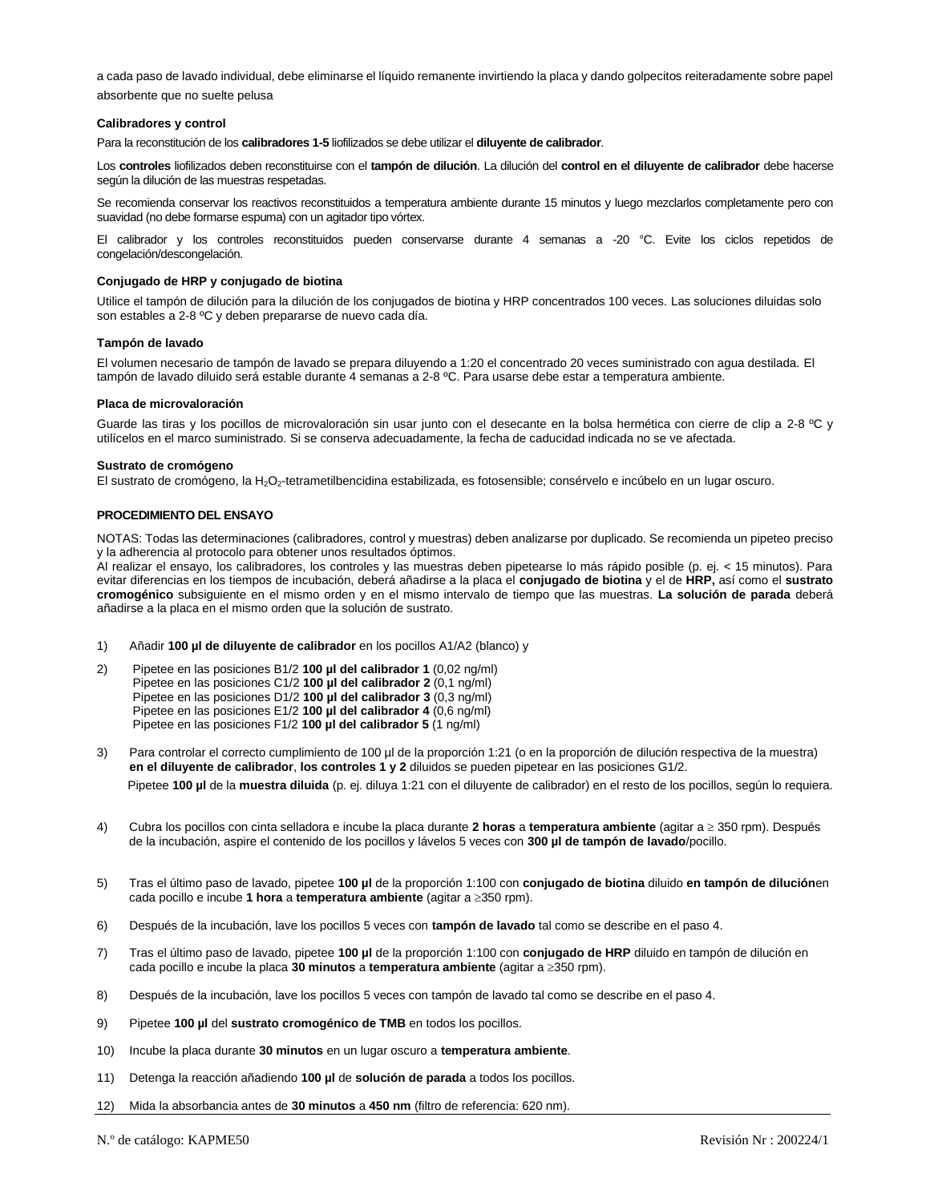a cada paso de lavado individual, debe eliminarse el líquido remanente invirtiendo la placa y dando golpecitos reiteradamente sobre papel absorbente que no suelte pelusa

#### Calibradores y control

Para la reconstitución de los **calibradores 1-5** liofilizados se debe utilizar el **diluyente de calibrador**.

Los **controles** liofilizados deben reconstituirse con el **tampón de dilución**. La dilución del **control en el diluyente de calibrador** debe hacerse según la dilución de las muestras respetadas.

Se recomienda conservar los reactivos reconstituidos a temperatura ambiente durante 15 minutos y luego mezclarlos completamente pero con suavidad (no debe formarse espuma) con un agitador tipo vórtex.

El calibrador y los controles reconstituidos pueden conservarse durante 4 semanas a -20 °C. Evite los ciclos repetidos de congelación/descongelación.

#### Conjugado de HRP y conjugado de biotina

Utilice el tampón de dilución para la dilución de los conjugados de biotina y HRP concentrados 100 veces. Las soluciones diluidas solo son estables a 2-8 ºC y deben prepararse de nuevo cada día.

#### Tampón de lavado

El volumen necesario de tampón de lavado se prepara diluyendo a 1:20 el concentrado 20 veces suministrado con agua destilada. El tampón de lavado diluido será estable durante 4 semanas a 2-8 ºC. Para usarse debe estar a temperatura ambiente.

#### Placa de microvaloración

Guarde las tiras y los pocillos de microvaloración sin usar junto con el desecante en la bolsa hermética con cierre de clip a 2-8 ºC y utilícelos en el marco suministrado. Si se conserva adecuadamente, la fecha de caducidad indicada no se ve afectada.

#### Sustrato de cromógeno

El sustrato de cromógeno, la $H_2O_2$-tetrametilbencidina estabilizada, es fotosensible; consérvelo e incúbelo en un lugar oscuro.

### PROCEDIMIENTO DEL ENSAYO

NOTAS: Todas las determinaciones (calibradores, control y muestras) deben analizarse por duplicado. Se recomienda un pipeteo preciso y la adherencia al protocolo para obtener unos resultados óptimos.
Al realizar el ensayo, los calibradores, los controles y las muestras deben pipetearse lo más rápido posible (p. ej. < 15 minutos). Para evitar diferencias en los tiempos de incubación, deberá añadirse a la placa el **conjugado de biotina** y el de **HRP,** así como el **sustrato cromogénico** subsiguiente en el mismo orden y en el mismo intervalo de tiempo que las muestras. **La solución de parada** deberá añadirse a la placa en el mismo orden que la solución de sustrato.

1) Añadir **100 µl de diluyente de calibrador** en los pocillos A1/A2 (blanco) y
2) Pipetee en las posiciones B1/2 **100 µl del calibrador 1** (0,02 ng/ml)
   Pipetee en las posiciones C1/2 **100 µl del calibrador 2** (0,1 ng/ml)
   Pipetee en las posiciones D1/2 **100 µl del calibrador 3** (0,3 ng/ml)
   Pipetee en las posiciones E1/2 **100 µl del calibrador 4** (0,6 ng/ml)
   Pipetee en las posiciones F1/2 **100 µl del calibrador 5** (1 ng/ml)
3) Para controlar el correcto cumplimiento de 100 µl de la proporción 1:21 (o en la proporción de dilución respectiva de la muestra) **en el diluyente de calibrador**, **los controles 1 y 2** diluidos se pueden pipetear en las posiciones G1/2.
   Pipetee **100 µl** de la **muestra diluida** (p. ej. diluya 1:21 con el diluyente de calibrador) en el resto de los pocillos, según lo requiera.
4) Cubra los pocillos con cinta selladora e incube la placa durante **2 horas** a **temperatura ambiente** (agitar a ≥ 350 rpm). Después de la incubación, aspire el contenido de los pocillos y lávelos 5 veces con **300 µl de tampón de lavado**/pocillo.
5) Tras el último paso de lavado, pipetee **100 µl** de la proporción 1:100 con **conjugado de biotina** diluido **en tampón de dilución**en cada pocillo e incube **1 hora** a **temperatura ambiente** (agitar a ≥350 rpm).
6) Después de la incubación, lave los pocillos 5 veces con **tampón de lavado** tal como se describe en el paso 4.
7) Tras el último paso de lavado, pipetee **100 µl** de la proporción 1:100 con **conjugado de HRP** diluido en tampón de dilución en cada pocillo e incube la placa **30 minutos** a **temperatura ambiente** (agitar a ≥350 rpm).
8) Después de la incubación, lave los pocillos 5 veces con tampón de lavado tal como se describe en el paso 4.
9) Pipetee **100 µl** del **sustrato cromogénico de TMB** en todos los pocillos.
10) Incube la placa durante **30 minutos** en un lugar oscuro a **temperatura ambiente**.
11) Detenga la reacción añadiendo **100 µl** de **solución de parada** a todos los pocillos.
12) Mida la absorbancia antes de **30 minutos** a **450 nm** (filtro de referencia: 620 nm).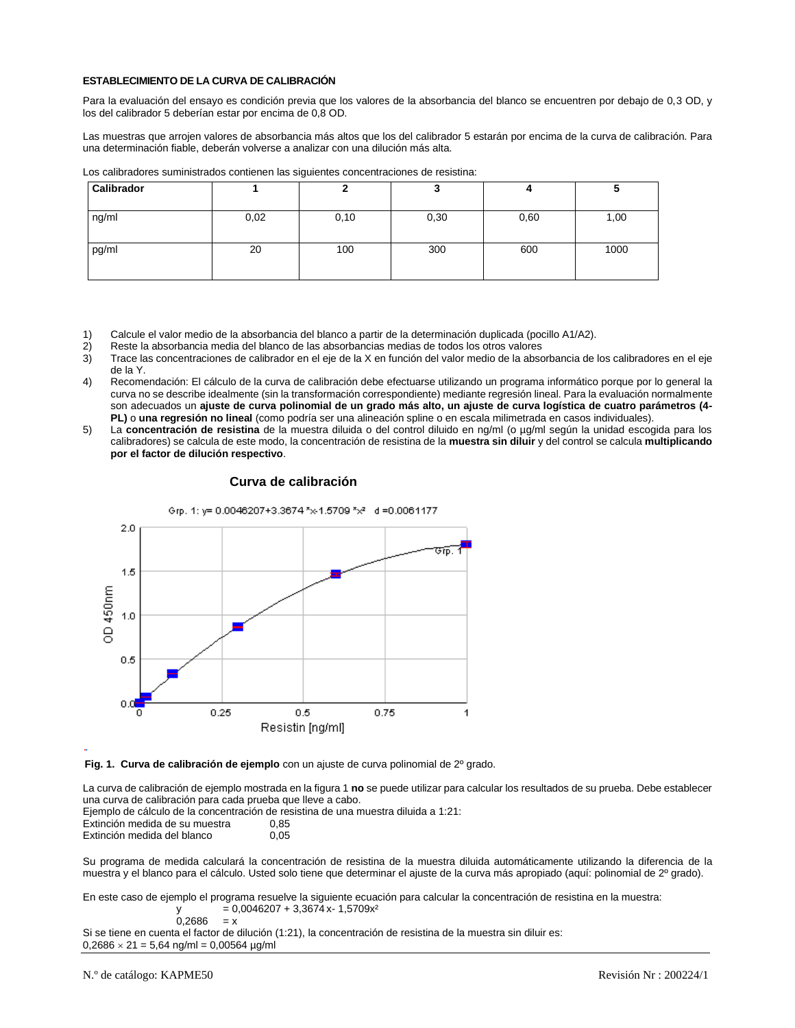### ESTABLECIMIENTO DE LA CURVA DE CALIBRACIÓN

Para la evaluación del ensayo es condición previa que los valores de la absorbancia del blanco se encuentren por debajo de 0,3 OD, y los del calibrador 5 deberían estar por encima de 0,8 OD.

Las muestras que arrojen valores de absorbancia más altos que los del calibrador 5 estarán por encima de la curva de calibración. Para una determinación fiable, deberán volverse a analizar con una dilución más alta.

Los calibradores suministrados contienen las siguientes concentraciones de resistina:

| Calibrador | 1 | 2 | 3 | 4 | 5 |
|---|---|---|---|---|---|
| ng/ml | 0,02 | 0,10 | 0,30 | 0,60 | 1,00 |
| pg/ml | 20 | 100 | 300 | 600 | 1000 |

1) Calcule el valor medio de la absorbancia del blanco a partir de la determinación duplicada (pocillo A1/A2).
2) Reste la absorbancia media del blanco de las absorbancias medias de todos los otros valores
3) Trace las concentraciones de calibrador en el eje de la X en función del valor medio de la absorbancia de los calibradores en el eje de la Y.
4) Recomendación: El cálculo de la curva de calibración debe efectuarse utilizando un programa informático porque por lo general la curva no se describe idealmente (sin la transformación correspondiente) mediante regresión lineal. Para la evaluación normalmente son adecuados un **ajuste de curva polinomial de un grado más alto, un ajuste de curva logística de cuatro parámetros (4-PL)** o **una regresión no lineal** (como podría ser una alineación spline o en escala milimetrada en casos individuales).
5) La **concentración de resistina** de la muestra diluida o del control diluido en ng/ml (o µg/ml según la unidad escogida para los calibradores) se calcula de este modo, la concentración de resistina de la **muestra sin diluir** y del control se calcula **multiplicando por el factor de dilución respectivo**.

**Curva de calibración**

Grp. 1: y= 0.0046207+3.3674 *x-1.5709 *x² d =0.0061177

**Fig. 1. Curva de calibración de ejemplo** con un ajuste de curva polinomial de 2º grado.

La curva de calibración de ejemplo mostrada en la figura 1 **no** se puede utilizar para calcular los resultados de su prueba. Debe establecer una curva de calibración para cada prueba que lleve a cabo.

Ejemplo de cálculo de la concentración de resistina de una muestra diluida a 1:21:

Extinción medida de su muestra 0,85

Extinción medida del blanco 0,05

Su programa de medida calculará la concentración de resistina de la muestra diluida automáticamente utilizando la diferencia de la muestra y el blanco para el cálculo. Usted solo tiene que determinar el ajuste de la curva más apropiado (aquí: polinomial de 2º grado).

En este caso de ejemplo el programa resuelve la siguiente ecuación para calcular la concentración de resistina en la muestra:

$$y = 0{,}0046207 + 3{,}3674\,x - 1{,}5709x^2$$

$$0{,}2686 = x$$

Si se tiene en cuenta el factor de dilución (1:21), la concentración de resistina de la muestra sin diluir es:

$0{,}2686 \times 21 = 5{,}64$ ng/ml = 0,00564 µg/ml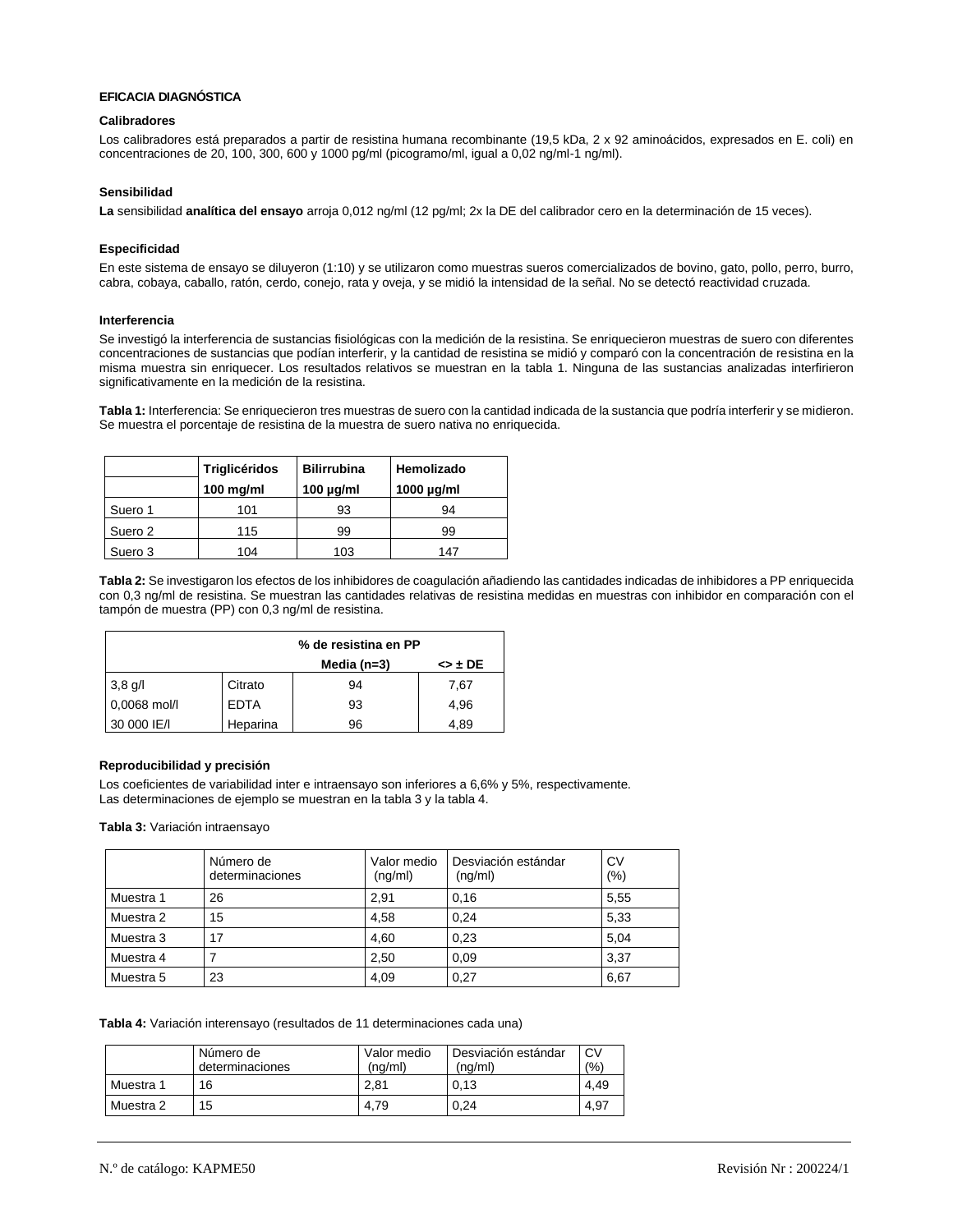**EFICACIA DIAGNÓSTICA**

**Calibradores**

Los calibradores está preparados a partir de resistina humana recombinante (19,5 kDa, 2 x 92 aminoácidos, expresados en E. coli) en concentraciones de 20, 100, 300, 600 y 1000 pg/ml (picogramo/ml, igual a 0,02 ng/ml-1 ng/ml).

**Sensibilidad**

**La** sensibilidad **analítica del ensayo** arroja 0,012 ng/ml (12 pg/ml; 2x la DE del calibrador cero en la determinación de 15 veces).

**Especificidad**

En este sistema de ensayo se diluyeron (1:10) y se utilizaron como muestras sueros comercializados de bovino, gato, pollo, perro, burro, cabra, cobaya, caballo, ratón, cerdo, conejo, rata y oveja, y se midió la intensidad de la señal. No se detectó reactividad cruzada.

**Interferencia**

Se investigó la interferencia de sustancias fisiológicas con la medición de la resistina. Se enriquecieron muestras de suero con diferentes concentraciones de sustancias que podían interferir, y la cantidad de resistina se midió y comparó con la concentración de resistina en la misma muestra sin enriquecer. Los resultados relativos se muestran en la tabla 1. Ninguna de las sustancias analizadas interfirieron significativamente en la medición de la resistina.

**Tabla 1:** Interferencia: Se enriquecieron tres muestras de suero con la cantidad indicada de la sustancia que podría interferir y se midieron. Se muestra el porcentaje de resistina de la muestra de suero nativa no enriquecida.

| | **Triglicéridos** | **Bilirrubina** | **Hemolizado** |
|---|---|---|---|
| | **100 mg/ml** | **100 µg/ml** | **1000 µg/ml** |
| Suero 1 | 101 | 93 | 94 |
| Suero 2 | 115 | 99 | 99 |
| Suero 3 | 104 | 103 | 147 |

**Tabla 2:** Se investigaron los efectos de los inhibidores de coagulación añadiendo las cantidades indicadas de inhibidores a PP enriquecida con 0,3 ng/ml de resistina. Se muestran las cantidades relativas de resistina medidas en muestras con inhibidor en comparación con el tampón de muestra (PP) con 0,3 ng/ml de resistina.

| **% de resistina en PP** | | | |
|---|---|---|---|
| | | **Media (n=3)** | **<> ± DE** |
| 3,8 g/l | Citrato | 94 | 7,67 |
| 0,0068 mol/l | EDTA | 93 | 4,96 |
| 30 000 IE/l | Heparina | 96 | 4,89 |

**Reproducibilidad y precisión**

Los coeficientes de variabilidad inter e intraensayo son inferiores a 6,6% y 5%, respectivamente.
Las determinaciones de ejemplo se muestran en la tabla 3 y la tabla 4.

**Tabla 3:** Variación intraensayo

| | Número de determinaciones | Valor medio (ng/ml) | Desviación estándar (ng/ml) | CV (%) |
|---|---|---|---|---|
| Muestra 1 | 26 | 2,91 | 0,16 | 5,55 |
| Muestra 2 | 15 | 4,58 | 0,24 | 5,33 |
| Muestra 3 | 17 | 4,60 | 0,23 | 5,04 |
| Muestra 4 | 7 | 2,50 | 0,09 | 3,37 |
| Muestra 5 | 23 | 4,09 | 0,27 | 6,67 |

**Tabla 4:** Variación interensayo (resultados de 11 determinaciones cada una)

| | Número de determinaciones | Valor medio (ng/ml) | Desviación estándar (ng/ml) | CV (%) |
|---|---|---|---|---|
| Muestra 1 | 16 | 2,81 | 0,13 | 4,49 |
| Muestra 2 | 15 | 4,79 | 0,24 | 4,97 |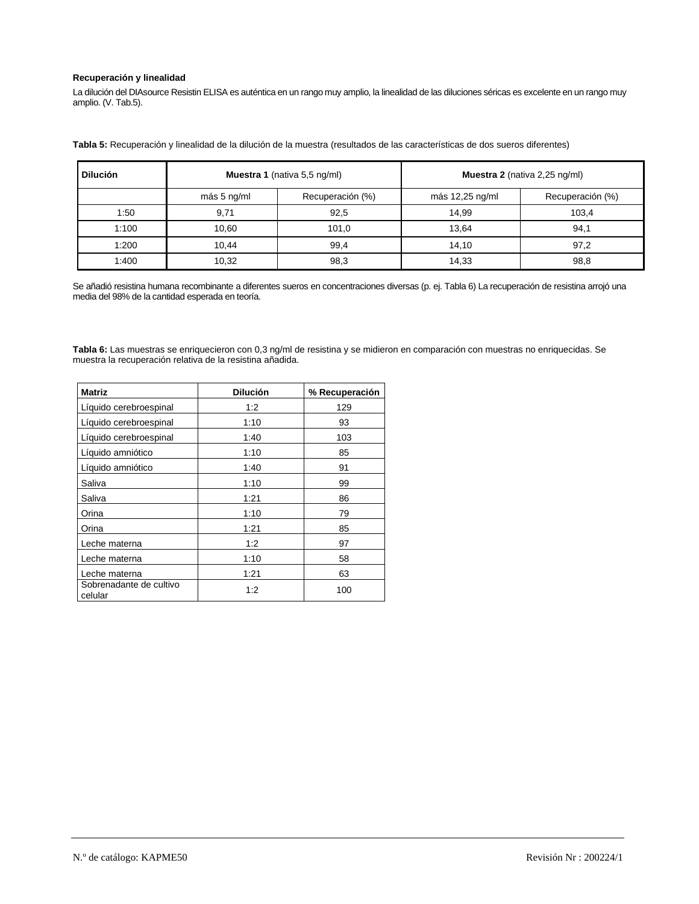**Recuperación y linealidad**

La dilución del DIAsource Resistin ELISA es auténtica en un rango muy amplio, la linealidad de las diluciones séricas es excelente en un rango muy amplio. (V. Tab.5).

**Tabla 5:** Recuperación y linealidad de la dilución de la muestra (resultados de las características de dos sueros diferentes)

| **Dilución** | **Muestra 1** (nativa 5,5 ng/ml) | | **Muestra 2** (nativa 2,25 ng/ml) | |
|---|---|---|---|---|
| | más 5 ng/ml | Recuperación (%) | más 12,25 ng/ml | Recuperación (%) |
| 1:50 | 9,71 | 92,5 | 14,99 | 103,4 |
| 1:100 | 10,60 | 101,0 | 13,64 | 94,1 |
| 1:200 | 10,44 | 99,4 | 14,10 | 97,2 |
| 1:400 | 10,32 | 98,3 | 14,33 | 98,8 |

Se añadió resistina humana recombinante a diferentes sueros en concentraciones diversas (p. ej. Tabla 6) La recuperación de resistina arrojó una media del 98% de la cantidad esperada en teoría.

**Tabla 6:** Las muestras se enriquecieron con 0,3 ng/ml de resistina y se midieron en comparación con muestras no enriquecidas. Se muestra la recuperación relativa de la resistina añadida.

| **Matriz** | **Dilución** | **% Recuperación** |
|---|---|---|
| Líquido cerebroespinal | 1:2 | 129 |
| Líquido cerebroespinal | 1:10 | 93 |
| Líquido cerebroespinal | 1:40 | 103 |
| Líquido amniótico | 1:10 | 85 |
| Líquido amniótico | 1:40 | 91 |
| Saliva | 1:10 | 99 |
| Saliva | 1:21 | 86 |
| Orina | 1:10 | 79 |
| Orina | 1:21 | 85 |
| Leche materna | 1:2 | 97 |
| Leche materna | 1:10 | 58 |
| Leche materna | 1:21 | 63 |
| Sobrenadante de cultivo celular | 1:2 | 100 |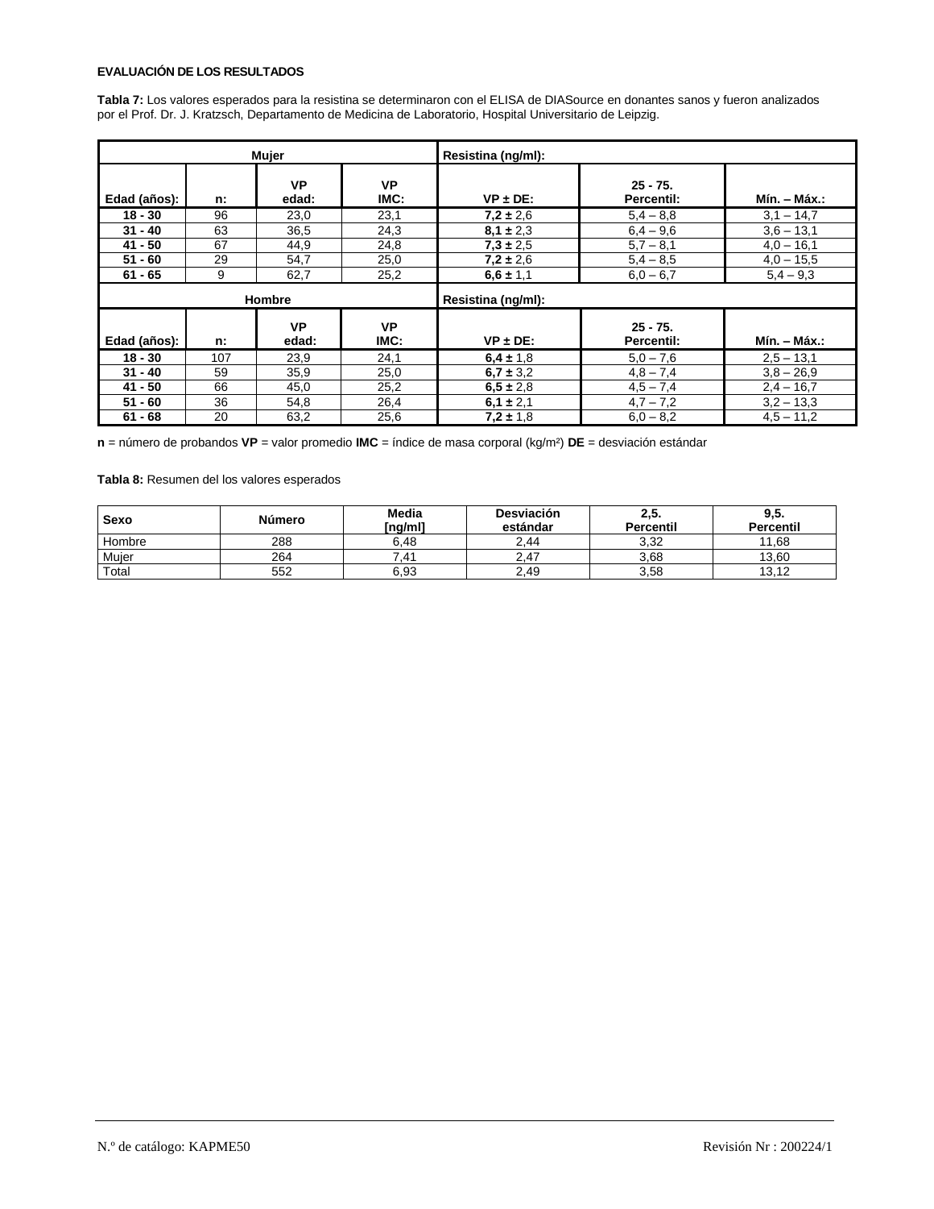**EVALUACIÓN DE LOS RESULTADOS**

**Tabla 7:** Los valores esperados para la resistina se determinaron con el ELISA de DIASource en donantes sanos y fueron analizados por el Prof. Dr. J. Kratzsch, Departamento de Medicina de Laboratorio, Hospital Universitario de Leipzig.

| **Mujer** | | | | **Resistina (ng/ml):** | | |
|---|---|---|---|---|---|---|
| **Edad (años):** | **n:** | **VP edad:** | **VP IMC:** | **VP ± DE:** | **25 - 75. Percentil:** | **Mín. – Máx.:** |
| **18 - 30** | 96 | 23,0 | 23,1 | **7,2 ±** 2,6 | 5,4 – 8,8 | 3,1 – 14,7 |
| **31 - 40** | 63 | 36,5 | 24,3 | **8,1 ±** 2,3 | 6,4 – 9,6 | 3,6 – 13,1 |
| **41 - 50** | 67 | 44,9 | 24,8 | **7,3 ±** 2,5 | 5,7 – 8,1 | 4,0 – 16,1 |
| **51 - 60** | 29 | 54,7 | 25,0 | **7,2 ±** 2,6 | 5,4 – 8,5 | 4,0 – 15,5 |
| **61 - 65** | 9 | 62,7 | 25,2 | **6,6 ±** 1,1 | 6,0 – 6,7 | 5,4 – 9,3 |
| **Hombre** | | | | **Resistina (ng/ml):** | | |
| **Edad (años):** | **n:** | **VP edad:** | **VP IMC:** | **VP ± DE:** | **25 - 75. Percentil:** | **Mín. – Máx.:** |
| **18 - 30** | 107 | 23,9 | 24,1 | **6,4 ±** 1,8 | 5,0 – 7,6 | 2,5 – 13,1 |
| **31 - 40** | 59 | 35,9 | 25,0 | **6,7 ±** 3,2 | 4,8 – 7,4 | 3,8 – 26,9 |
| **41 - 50** | 66 | 45,0 | 25,2 | **6,5 ±** 2,8 | 4,5 – 7,4 | 2,4 – 16,7 |
| **51 - 60** | 36 | 54,8 | 26,4 | **6,1 ±** 2,1 | 4,7 – 7,2 | 3,2 – 13,3 |
| **61 - 68** | 20 | 63,2 | 25,6 | **7,2 ±** 1,8 | 6,0 – 8,2 | 4,5 – 11,2 |

**n** = número de probandos **VP** = valor promedio **IMC** = índice de masa corporal (kg/m²) **DE** = desviación estándar

**Tabla 8:** Resumen del los valores esperados

| **Sexo** | **Número** | **Media [ng/ml]** | **Desviación estándar** | **2,5. Percentil** | **9,5. Percentil** |
|---|---|---|---|---|---|
| Hombre | 288 | 6,48 | 2,44 | 3,32 | 11,68 |
| Mujer | 264 | 7,41 | 2,47 | 3,68 | 13,60 |
| Total | 552 | 6,93 | 2,49 | 3,58 | 13,12 |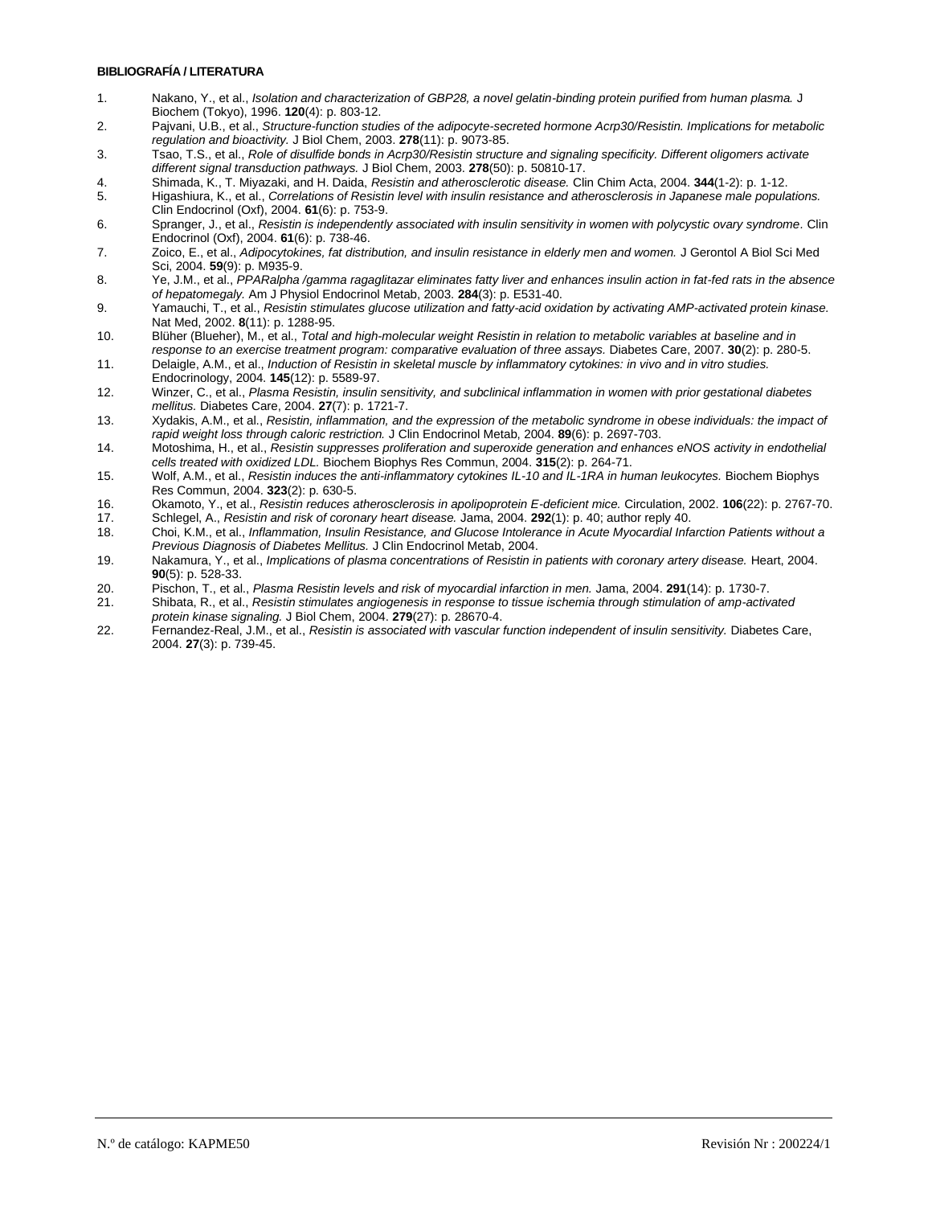**BIBLIOGRAFÍA / LITERATURA**

1. Nakano, Y., et al., *Isolation and characterization of GBP28, a novel gelatin-binding protein purified from human plasma.* J Biochem (Tokyo), 1996. **120**(4): p. 803-12.
2. Pajvani, U.B., et al., *Structure-function studies of the adipocyte-secreted hormone Acrp30/Resistin. Implications for metabolic regulation and bioactivity.* J Biol Chem, 2003. **278**(11): p. 9073-85.
3. Tsao, T.S., et al., *Role of disulfide bonds in Acrp30/Resistin structure and signaling specificity. Different oligomers activate different signal transduction pathways.* J Biol Chem, 2003. **278**(50): p. 50810-17.
4. Shimada, K., T. Miyazaki, and H. Daida, *Resistin and atherosclerotic disease.* Clin Chim Acta, 2004. **344**(1-2): p. 1-12.
5. Higashiura, K., et al., *Correlations of Resistin level with insulin resistance and atherosclerosis in Japanese male populations.* Clin Endocrinol (Oxf), 2004. **61**(6): p. 753-9.
6. Spranger, J., et al., *Resistin is independently associated with insulin sensitivity in women with polycystic ovary syndrome.* Clin Endocrinol (Oxf), 2004. **61**(6): p. 738-46.
7. Zoico, E., et al., *Adipocytokines, fat distribution, and insulin resistance in elderly men and women.* J Gerontol A Biol Sci Med Sci, 2004. **59**(9): p. M935-9.
8. Ye, J.M., et al., *PPARalpha /gamma ragaglitazar eliminates fatty liver and enhances insulin action in fat-fed rats in the absence of hepatomegaly.* Am J Physiol Endocrinol Metab, 2003. **284**(3): p. E531-40.
9. Yamauchi, T., et al., *Resistin stimulates glucose utilization and fatty-acid oxidation by activating AMP-activated protein kinase.* Nat Med, 2002. **8**(11): p. 1288-95.
10. Blüher (Blueher), M., et al., *Total and high-molecular weight Resistin in relation to metabolic variables at baseline and in response to an exercise treatment program: comparative evaluation of three assays.* Diabetes Care, 2007. **30**(2): p. 280-5.
11. Delaigle, A.M., et al., *Induction of Resistin in skeletal muscle by inflammatory cytokines: in vivo and in vitro studies.* Endocrinology, 2004. **145**(12): p. 5589-97.
12. Winzer, C., et al., *Plasma Resistin, insulin sensitivity, and subclinical inflammation in women with prior gestational diabetes mellitus.* Diabetes Care, 2004. **27**(7): p. 1721-7.
13. Xydakis, A.M., et al., *Resistin, inflammation, and the expression of the metabolic syndrome in obese individuals: the impact of rapid weight loss through caloric restriction.* J Clin Endocrinol Metab, 2004. **89**(6): p. 2697-703.
14. Motoshima, H., et al., *Resistin suppresses proliferation and superoxide generation and enhances eNOS activity in endothelial cells treated with oxidized LDL.* Biochem Biophys Res Commun, 2004. **315**(2): p. 264-71.
15. Wolf, A.M., et al., *Resistin induces the anti-inflammatory cytokines IL-10 and IL-1RA in human leukocytes.* Biochem Biophys Res Commun, 2004. **323**(2): p. 630-5.
16. Okamoto, Y., et al., *Resistin reduces atherosclerosis in apolipoprotein E-deficient mice.* Circulation, 2002. **106**(22): p. 2767-70.
17. Schlegel, A., *Resistin and risk of coronary heart disease.* Jama, 2004. **292**(1): p. 40; author reply 40.
18. Choi, K.M., et al., *Inflammation, Insulin Resistance, and Glucose Intolerance in Acute Myocardial Infarction Patients without a Previous Diagnosis of Diabetes Mellitus.* J Clin Endocrinol Metab, 2004.
19. Nakamura, Y., et al., *Implications of plasma concentrations of Resistin in patients with coronary artery disease.* Heart, 2004. **90**(5): p. 528-33.
20. Pischon, T., et al., *Plasma Resistin levels and risk of myocardial infarction in men.* Jama, 2004. **291**(14): p. 1730-7.
21. Shibata, R., et al., *Resistin stimulates angiogenesis in response to tissue ischemia through stimulation of amp-activated protein kinase signaling.* J Biol Chem, 2004. **279**(27): p. 28670-4.
22. Fernandez-Real, J.M., et al., *Resistin is associated with vascular function independent of insulin sensitivity.* Diabetes Care, 2004. **27**(3): p. 739-45.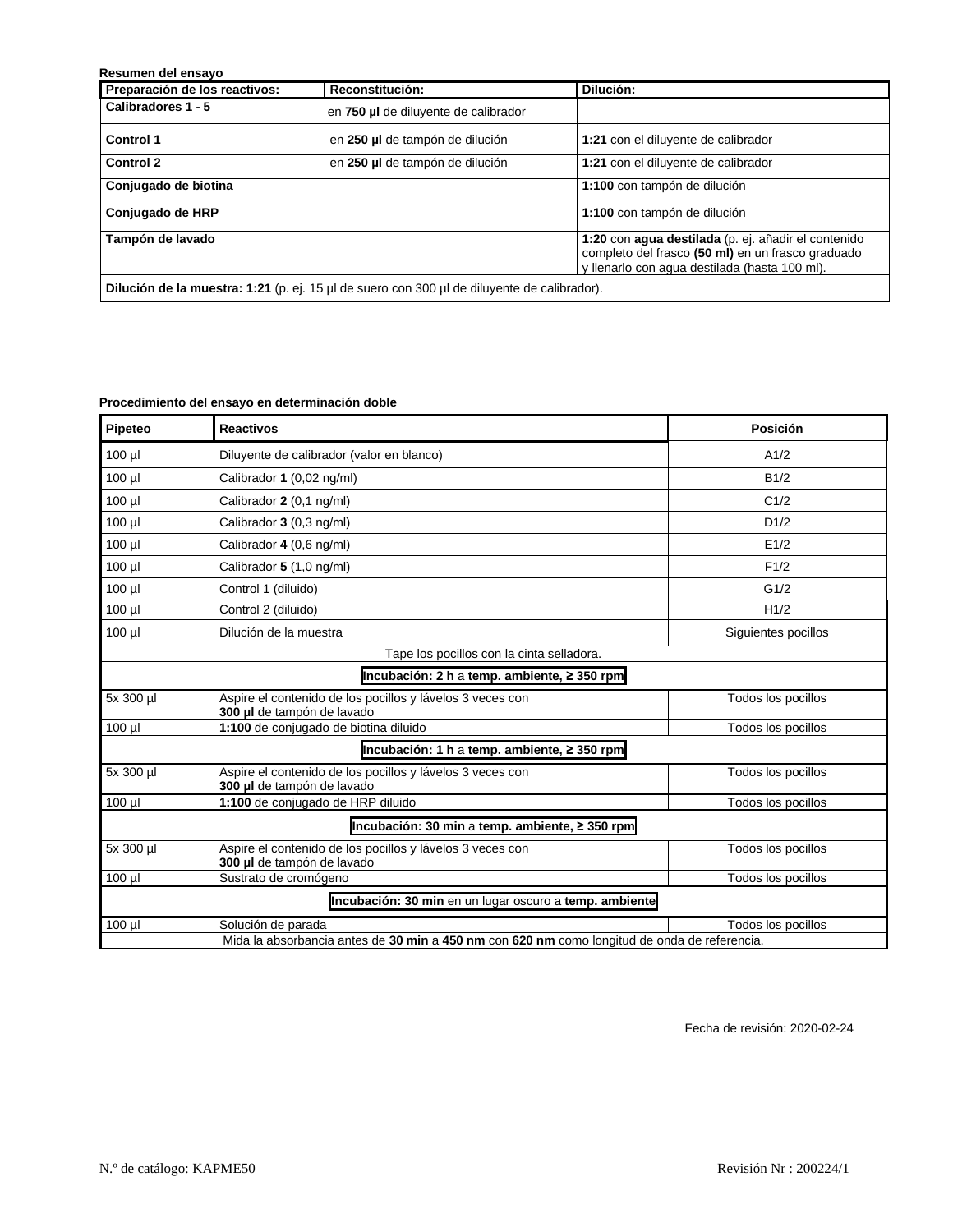**Resumen del ensayo**

| Preparación de los reactivos: | Reconstitución: | Dilución: |
|---|---|---|
| **Calibradores 1 - 5** | en **750 µl** de diluyente de calibrador | |
| **Control 1** | en **250 µl** de tampón de dilución | **1:21** con el diluyente de calibrador |
| **Control 2** | en **250 µl** de tampón de dilución | **1:21** con el diluyente de calibrador |
| **Conjugado de biotina** | | **1:100** con tampón de dilución |
| **Conjugado de HRP** | | **1:100** con tampón de dilución |
| **Tampón de lavado** | | **1:20** con **agua destilada** (p. ej. añadir el contenido completo del frasco **(50 ml)** en un frasco graduado y llenarlo con agua destilada (hasta 100 ml). |
| **Dilución de la muestra: 1:21** (p. ej. 15 µl de suero con 300 µl de diluyente de calibrador). | | |

**Procedimiento del ensayo en determinación doble**

| Pipeteo | Reactivos | Posición |
|---|---|---|
| 100 µl | Diluyente de calibrador (valor en blanco) | A1/2 |
| 100 µl | Calibrador **1** (0,02 ng/ml) | B1/2 |
| 100 µl | Calibrador **2** (0,1 ng/ml) | C1/2 |
| 100 µl | Calibrador **3** (0,3 ng/ml) | D1/2 |
| 100 µl | Calibrador **4** (0,6 ng/ml) | E1/2 |
| 100 µl | Calibrador **5** (1,0 ng/ml) | F1/2 |
| 100 µl | Control 1 (diluido) | G1/2 |
| 100 µl | Control 2 (diluido) | H1/2 |
| 100 µl | Dilución de la muestra | Siguientes pocillos |
| Tape los pocillos con la cinta selladora. | | |
| **Incubación: 2 h** a **temp. ambiente, ≥ 350 rpm** | | |
| 5x 300 µl | Aspire el contenido de los pocillos y lávelos 3 veces con **300 µl** de tampón de lavado | Todos los pocillos |
| 100 µl | **1:100** de conjugado de biotina diluido | Todos los pocillos |
| **Incubación: 1 h** a **temp. ambiente, ≥ 350 rpm** | | |
| 5x 300 µl | Aspire el contenido de los pocillos y lávelos 3 veces con **300 µl** de tampón de lavado | Todos los pocillos |
| 100 µl | **1:100** de conjugado de HRP diluido | Todos los pocillos |
| **Incubación: 30 min** a **temp. ambiente, ≥ 350 rpm** | | |
| 5x 300 µl | Aspire el contenido de los pocillos y lávelos 3 veces con **300 µl** de tampón de lavado | Todos los pocillos |
| 100 µl | Sustrato de cromógeno | Todos los pocillos |
| **Incubación: 30 min** en un lugar oscuro a **temp. ambiente** | | |
| 100 µl | Solución de parada | Todos los pocillos |
| Mida la absorbancia antes de **30 min** a **450 nm** con **620 nm** como longitud de onda de referencia. | | |

Fecha de revisión: 2020-02-24

N.º de catálogo: KAPME50 — Revisión Nr : 200224/1